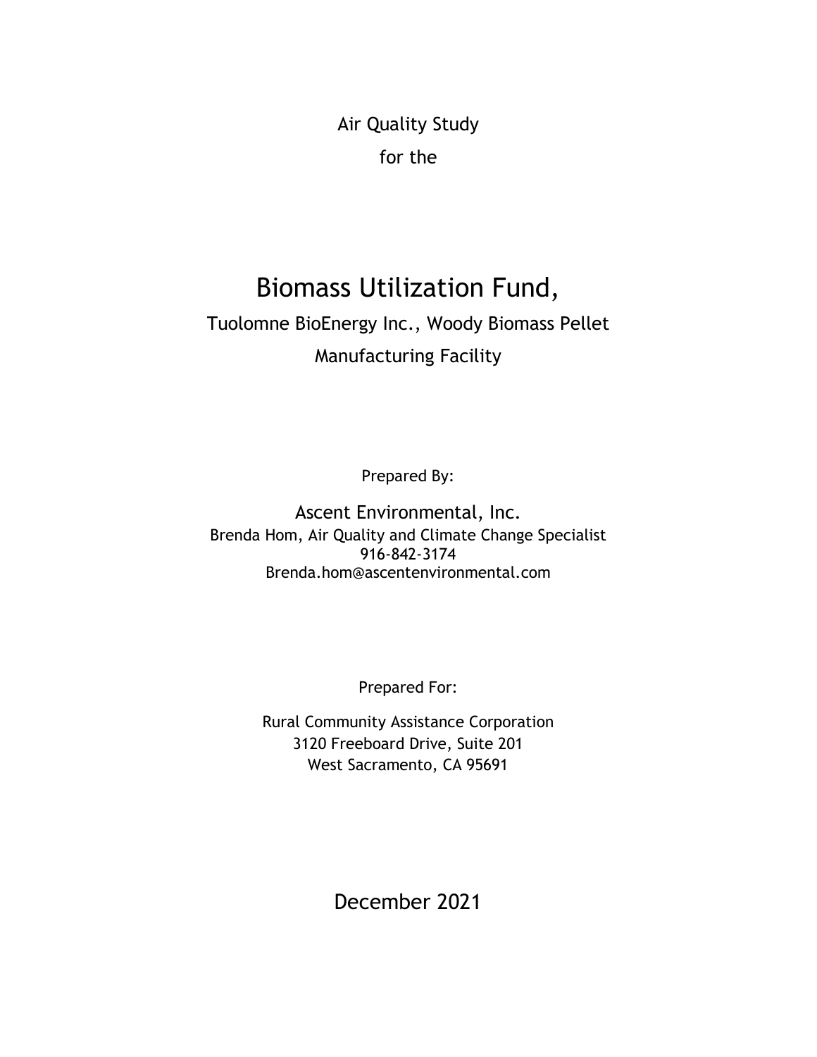Air Quality Study

for the

# Biomass Utilization Fund,

## Tuolomne BioEnergy Inc., Woody Biomass Pellet Manufacturing Facility

Prepared By:

Ascent Environmental, Inc.
Brenda Hom, Air Quality and Climate Change Specialist
916-842-3174
Brenda.hom@ascentenvironmental.com

Prepared For:

Rural Community Assistance Corporation
3120 Freeboard Drive, Suite 201
West Sacramento, CA 95691

December 2021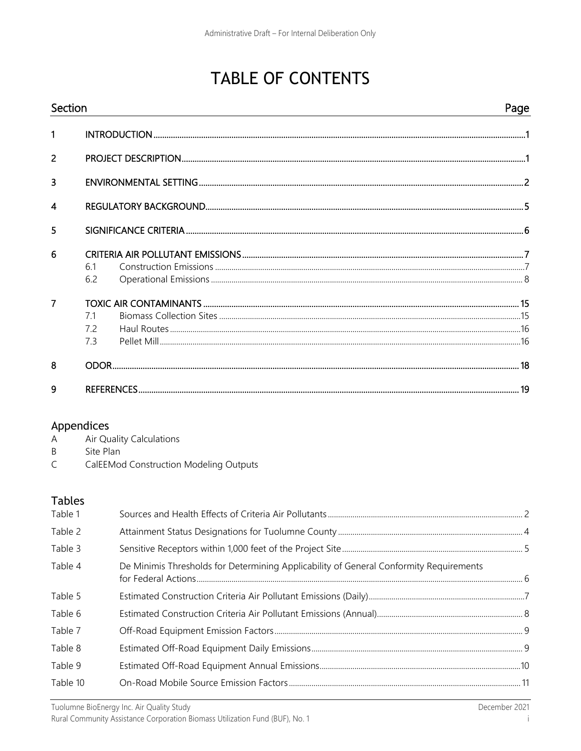# TABLE OF CONTENTS

| Section | | | Page |
|---|---|---|---|
| 1 | INTRODUCTION | | 1 |
| 2 | PROJECT DESCRIPTION | | 1 |
| 3 | ENVIRONMENTAL SETTING | | 2 |
| 4 | REGULATORY BACKGROUND | | 5 |
| 5 | SIGNIFICANCE CRITERIA | | 6 |
| 6 | CRITERIA AIR POLLUTANT EMISSIONS | | 7 |
| | 6.1 | Construction Emissions | 7 |
| | 6.2 | Operational Emissions | 8 |
| 7 | TOXIC AIR CONTAMINANTS | | 15 |
| | 7.1 | Biomass Collection Sites | 15 |
| | 7.2 | Haul Routes | 16 |
| | 7.3 | Pellet Mill | 16 |
| 8 | ODOR | | 18 |
| 9 | REFERENCES | | 19 |

## Appendices

A Air Quality Calculations
B Site Plan
C CalEEMod Construction Modeling Outputs

## Tables

| Table | Title | Page |
|---|---|---|
| Table 1 | Sources and Health Effects of Criteria Air Pollutants | 2 |
| Table 2 | Attainment Status Designations for Tuolumne County | 4 |
| Table 3 | Sensitive Receptors within 1,000 feet of the Project Site | 5 |
| Table 4 | De Minimis Thresholds for Determining Applicability of General Conformity Requirements for Federal Actions | 6 |
| Table 5 | Estimated Construction Criteria Air Pollutant Emissions (Daily) | 7 |
| Table 6 | Estimated Construction Criteria Air Pollutant Emissions (Annual) | 8 |
| Table 7 | Off-Road Equipment Emission Factors | 9 |
| Table 8 | Estimated Off-Road Equipment Daily Emissions | 9 |
| Table 9 | Estimated Off-Road Equipment Annual Emissions | 10 |
| Table 10 | On-Road Mobile Source Emission Factors | 11 |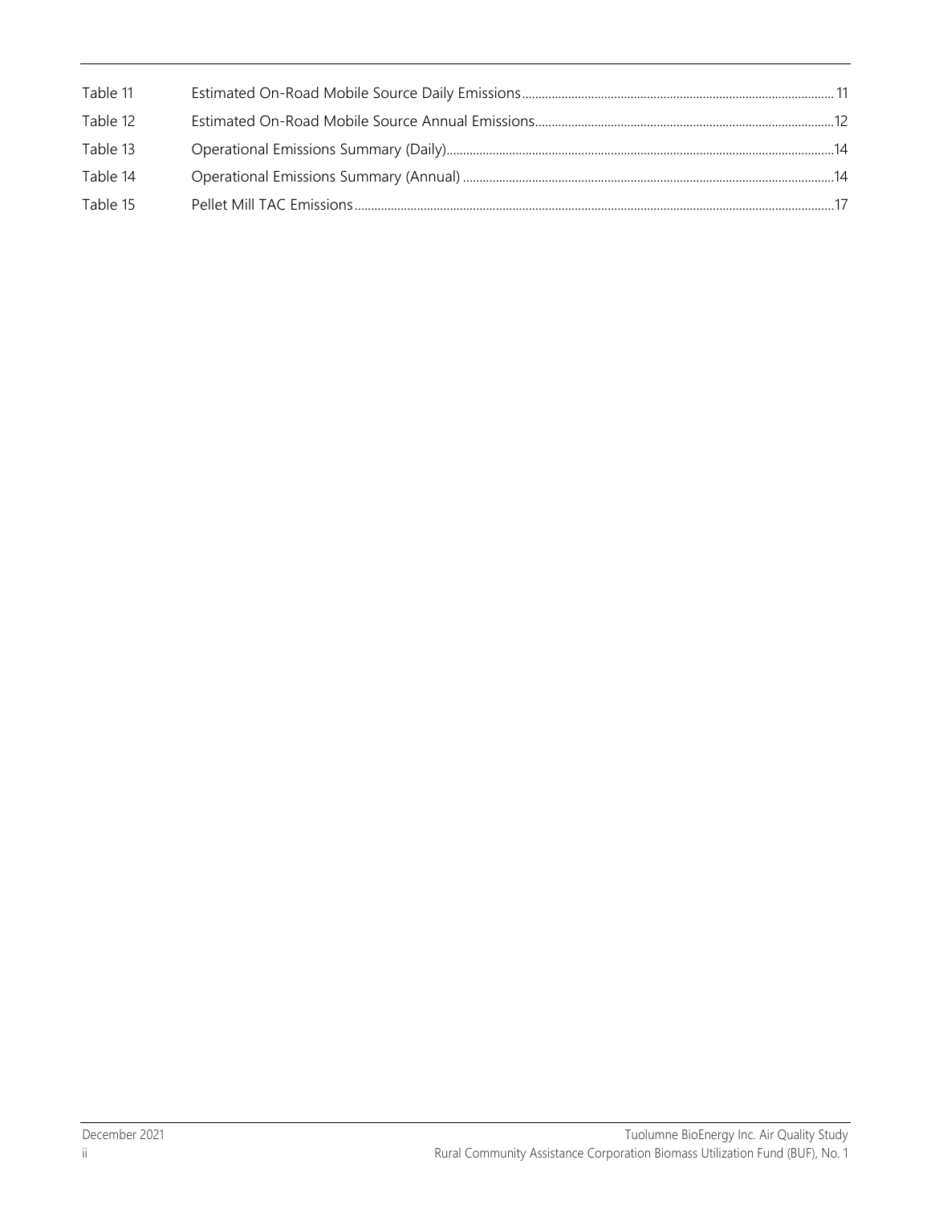| | | |
|---|---|---|
| Table 11 | Estimated On-Road Mobile Source Daily Emissions | 11 |
| Table 12 | Estimated On-Road Mobile Source Annual Emissions | 12 |
| Table 13 | Operational Emissions Summary (Daily) | 14 |
| Table 14 | Operational Emissions Summary (Annual) | 14 |
| Table 15 | Pellet Mill TAC Emissions | 17 |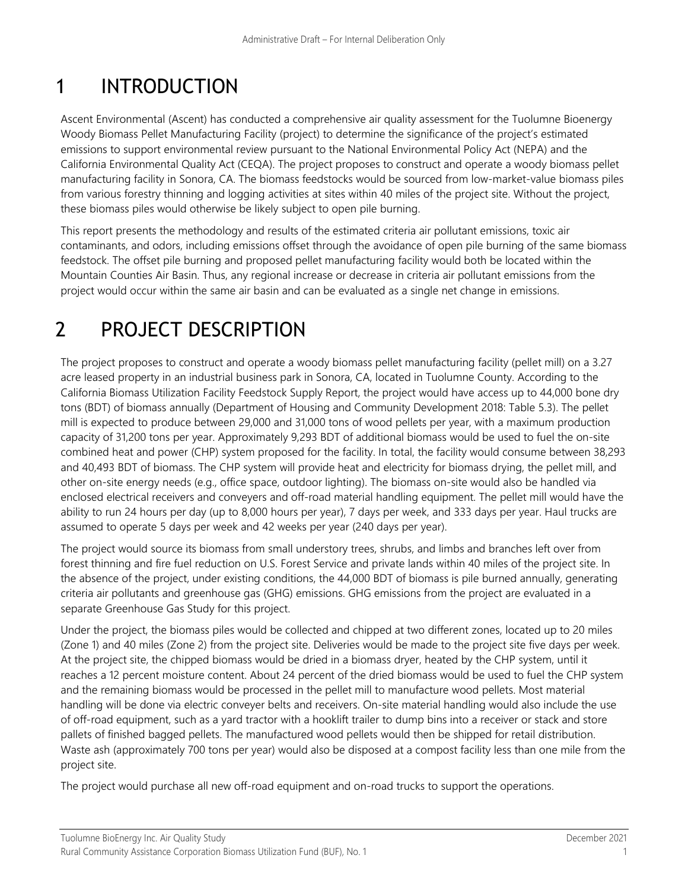# 1 INTRODUCTION

Ascent Environmental (Ascent) has conducted a comprehensive air quality assessment for the Tuolumne Bioenergy Woody Biomass Pellet Manufacturing Facility (project) to determine the significance of the project's estimated emissions to support environmental review pursuant to the National Environmental Policy Act (NEPA) and the California Environmental Quality Act (CEQA). The project proposes to construct and operate a woody biomass pellet manufacturing facility in Sonora, CA. The biomass feedstocks would be sourced from low-market-value biomass piles from various forestry thinning and logging activities at sites within 40 miles of the project site. Without the project, these biomass piles would otherwise be likely subject to open pile burning.

This report presents the methodology and results of the estimated criteria air pollutant emissions, toxic air contaminants, and odors, including emissions offset through the avoidance of open pile burning of the same biomass feedstock. The offset pile burning and proposed pellet manufacturing facility would both be located within the Mountain Counties Air Basin. Thus, any regional increase or decrease in criteria air pollutant emissions from the project would occur within the same air basin and can be evaluated as a single net change in emissions.

# 2 PROJECT DESCRIPTION

The project proposes to construct and operate a woody biomass pellet manufacturing facility (pellet mill) on a 3.27 acre leased property in an industrial business park in Sonora, CA, located in Tuolumne County. According to the California Biomass Utilization Facility Feedstock Supply Report, the project would have access up to 44,000 bone dry tons (BDT) of biomass annually (Department of Housing and Community Development 2018: Table 5.3). The pellet mill is expected to produce between 29,000 and 31,000 tons of wood pellets per year, with a maximum production capacity of 31,200 tons per year. Approximately 9,293 BDT of additional biomass would be used to fuel the on-site combined heat and power (CHP) system proposed for the facility. In total, the facility would consume between 38,293 and 40,493 BDT of biomass. The CHP system will provide heat and electricity for biomass drying, the pellet mill, and other on-site energy needs (e.g., office space, outdoor lighting). The biomass on-site would also be handled via enclosed electrical receivers and conveyers and off-road material handling equipment. The pellet mill would have the ability to run 24 hours per day (up to 8,000 hours per year), 7 days per week, and 333 days per year. Haul trucks are assumed to operate 5 days per week and 42 weeks per year (240 days per year).

The project would source its biomass from small understory trees, shrubs, and limbs and branches left over from forest thinning and fire fuel reduction on U.S. Forest Service and private lands within 40 miles of the project site. In the absence of the project, under existing conditions, the 44,000 BDT of biomass is pile burned annually, generating criteria air pollutants and greenhouse gas (GHG) emissions. GHG emissions from the project are evaluated in a separate Greenhouse Gas Study for this project.

Under the project, the biomass piles would be collected and chipped at two different zones, located up to 20 miles (Zone 1) and 40 miles (Zone 2) from the project site. Deliveries would be made to the project site five days per week. At the project site, the chipped biomass would be dried in a biomass dryer, heated by the CHP system, until it reaches a 12 percent moisture content. About 24 percent of the dried biomass would be used to fuel the CHP system and the remaining biomass would be processed in the pellet mill to manufacture wood pellets. Most material handling will be done via electric conveyer belts and receivers. On-site material handling would also include the use of off-road equipment, such as a yard tractor with a hooklift trailer to dump bins into a receiver or stack and store pallets of finished bagged pellets. The manufactured wood pellets would then be shipped for retail distribution. Waste ash (approximately 700 tons per year) would also be disposed at a compost facility less than one mile from the project site.

The project would purchase all new off-road equipment and on-road trucks to support the operations.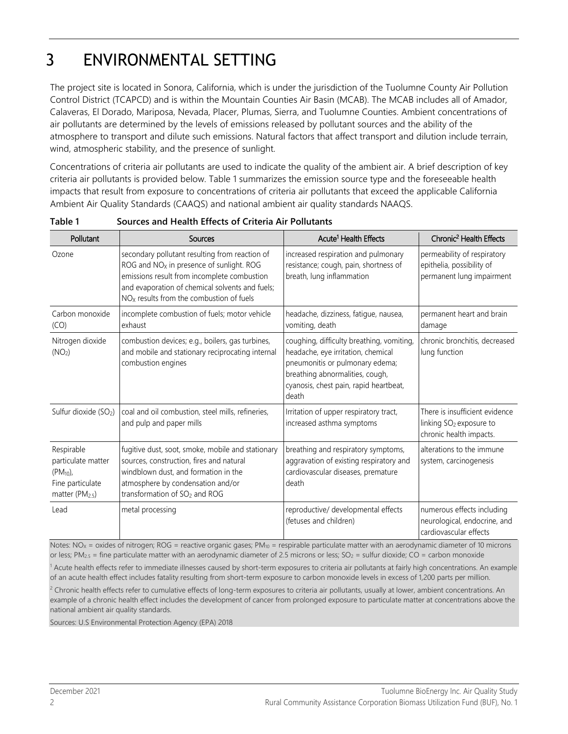# 3 ENVIRONMENTAL SETTING

The project site is located in Sonora, California, which is under the jurisdiction of the Tuolumne County Air Pollution Control District (TCAPCD) and is within the Mountain Counties Air Basin (MCAB). The MCAB includes all of Amador, Calaveras, El Dorado, Mariposa, Nevada, Placer, Plumas, Sierra, and Tuolumne Counties. Ambient concentrations of air pollutants are determined by the levels of emissions released by pollutant sources and the ability of the atmosphere to transport and dilute such emissions. Natural factors that affect transport and dilution include terrain, wind, atmospheric stability, and the presence of sunlight.

Concentrations of criteria air pollutants are used to indicate the quality of the ambient air. A brief description of key criteria air pollutants is provided below. Table 1 summarizes the emission source type and the foreseeable health impacts that result from exposure to concentrations of criteria air pollutants that exceed the applicable California Ambient Air Quality Standards (CAAQS) and national ambient air quality standards NAAQS.

**Table 1 Sources and Health Effects of Criteria Air Pollutants**

| Pollutant | Sources | Acute[1] Health Effects | Chronic[2] Health Effects |
|---|---|---|---|
| Ozone | secondary pollutant resulting from reaction of ROG and $NO_X$ in presence of sunlight. ROG emissions result from incomplete combustion and evaporation of chemical solvents and fuels; $NO_X$ results from the combustion of fuels | increased respiration and pulmonary resistance; cough, pain, shortness of breath, lung inflammation | permeability of respiratory epithelia, possibility of permanent lung impairment |
| Carbon monoxide (CO) | incomplete combustion of fuels; motor vehicle exhaust | headache, dizziness, fatigue, nausea, vomiting, death | permanent heart and brain damage |
| Nitrogen dioxide ($NO_2$) | combustion devices; e.g., boilers, gas turbines, and mobile and stationary reciprocating internal combustion engines | coughing, difficulty breathing, vomiting, headache, eye irritation, chemical pneumonitis or pulmonary edema; breathing abnormalities, cough, cyanosis, chest pain, rapid heartbeat, death | chronic bronchitis, decreased lung function |
| Sulfur dioxide ($SO_2$) | coal and oil combustion, steel mills, refineries, and pulp and paper mills | Irritation of upper respiratory tract, increased asthma symptoms | There is insufficient evidence linking $SO_2$ exposure to chronic health impacts. |
| Respirable particulate matter ($PM_{10}$), Fine particulate matter ($PM_{2.5}$) | fugitive dust, soot, smoke, mobile and stationary sources, construction, fires and natural windblown dust, and formation in the atmosphere by condensation and/or transformation of $SO_2$ and ROG | breathing and respiratory symptoms, aggravation of existing respiratory and cardiovascular diseases, premature death | alterations to the immune system, carcinogenesis |
| Lead | metal processing | reproductive/ developmental effects (fetuses and children) | numerous effects including neurological, endocrine, and cardiovascular effects |

Notes: $NO_X$ = oxides of nitrogen; ROG = reactive organic gases; $PM_{10}$ = respirable particulate matter with an aerodynamic diameter of 10 microns or less; $PM_{2.5}$ = fine particulate matter with an aerodynamic diameter of 2.5 microns or less; $SO_2$ = sulfur dioxide; CO = carbon monoxide

[1] Acute health effects refer to immediate illnesses caused by short-term exposures to criteria air pollutants at fairly high concentrations. An example of an acute health effect includes fatality resulting from short-term exposure to carbon monoxide levels in excess of 1,200 parts per million.

[2] Chronic health effects refer to cumulative effects of long-term exposures to criteria air pollutants, usually at lower, ambient concentrations. An example of a chronic health effect includes the development of cancer from prolonged exposure to particulate matter at concentrations above the national ambient air quality standards.

Sources: U.S Environmental Protection Agency (EPA) 2018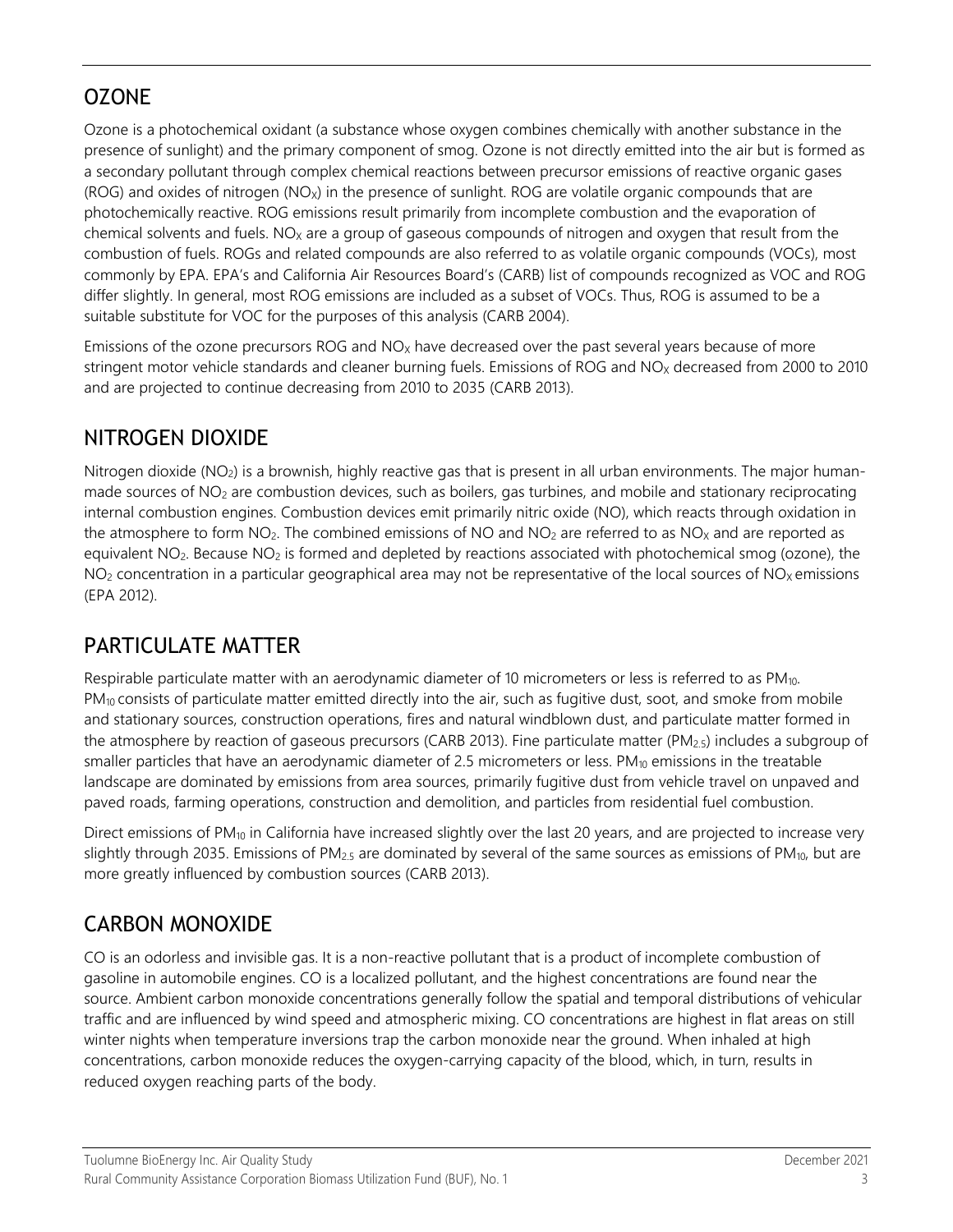## OZONE

Ozone is a photochemical oxidant (a substance whose oxygen combines chemically with another substance in the presence of sunlight) and the primary component of smog. Ozone is not directly emitted into the air but is formed as a secondary pollutant through complex chemical reactions between precursor emissions of reactive organic gases (ROG) and oxides of nitrogen ($NO_X$) in the presence of sunlight. ROG are volatile organic compounds that are photochemically reactive. ROG emissions result primarily from incomplete combustion and the evaporation of chemical solvents and fuels. $NO_X$ are a group of gaseous compounds of nitrogen and oxygen that result from the combustion of fuels. ROGs and related compounds are also referred to as volatile organic compounds (VOCs), most commonly by EPA. EPA's and California Air Resources Board's (CARB) list of compounds recognized as VOC and ROG differ slightly. In general, most ROG emissions are included as a subset of VOCs. Thus, ROG is assumed to be a suitable substitute for VOC for the purposes of this analysis (CARB 2004).

Emissions of the ozone precursors ROG and $NO_X$ have decreased over the past several years because of more stringent motor vehicle standards and cleaner burning fuels. Emissions of ROG and $NO_X$ decreased from 2000 to 2010 and are projected to continue decreasing from 2010 to 2035 (CARB 2013).

## NITROGEN DIOXIDE

Nitrogen dioxide ($NO_2$) is a brownish, highly reactive gas that is present in all urban environments. The major human-made sources of $NO_2$ are combustion devices, such as boilers, gas turbines, and mobile and stationary reciprocating internal combustion engines. Combustion devices emit primarily nitric oxide (NO), which reacts through oxidation in the atmosphere to form $NO_2$. The combined emissions of NO and $NO_2$ are referred to as $NO_X$ and are reported as equivalent $NO_2$. Because $NO_2$ is formed and depleted by reactions associated with photochemical smog (ozone), the $NO_2$ concentration in a particular geographical area may not be representative of the local sources of $NO_X$ emissions (EPA 2012).

## PARTICULATE MATTER

Respirable particulate matter with an aerodynamic diameter of 10 micrometers or less is referred to as $PM_{10}$. $PM_{10}$ consists of particulate matter emitted directly into the air, such as fugitive dust, soot, and smoke from mobile and stationary sources, construction operations, fires and natural windblown dust, and particulate matter formed in the atmosphere by reaction of gaseous precursors (CARB 2013). Fine particulate matter ($PM_{2.5}$) includes a subgroup of smaller particles that have an aerodynamic diameter of 2.5 micrometers or less. $PM_{10}$ emissions in the treatable landscape are dominated by emissions from area sources, primarily fugitive dust from vehicle travel on unpaved and paved roads, farming operations, construction and demolition, and particles from residential fuel combustion.

Direct emissions of $PM_{10}$ in California have increased slightly over the last 20 years, and are projected to increase very slightly through 2035. Emissions of $PM_{2.5}$ are dominated by several of the same sources as emissions of $PM_{10}$, but are more greatly influenced by combustion sources (CARB 2013).

## CARBON MONOXIDE

CO is an odorless and invisible gas. It is a non-reactive pollutant that is a product of incomplete combustion of gasoline in automobile engines. CO is a localized pollutant, and the highest concentrations are found near the source. Ambient carbon monoxide concentrations generally follow the spatial and temporal distributions of vehicular traffic and are influenced by wind speed and atmospheric mixing. CO concentrations are highest in flat areas on still winter nights when temperature inversions trap the carbon monoxide near the ground. When inhaled at high concentrations, carbon monoxide reduces the oxygen-carrying capacity of the blood, which, in turn, results in reduced oxygen reaching parts of the body.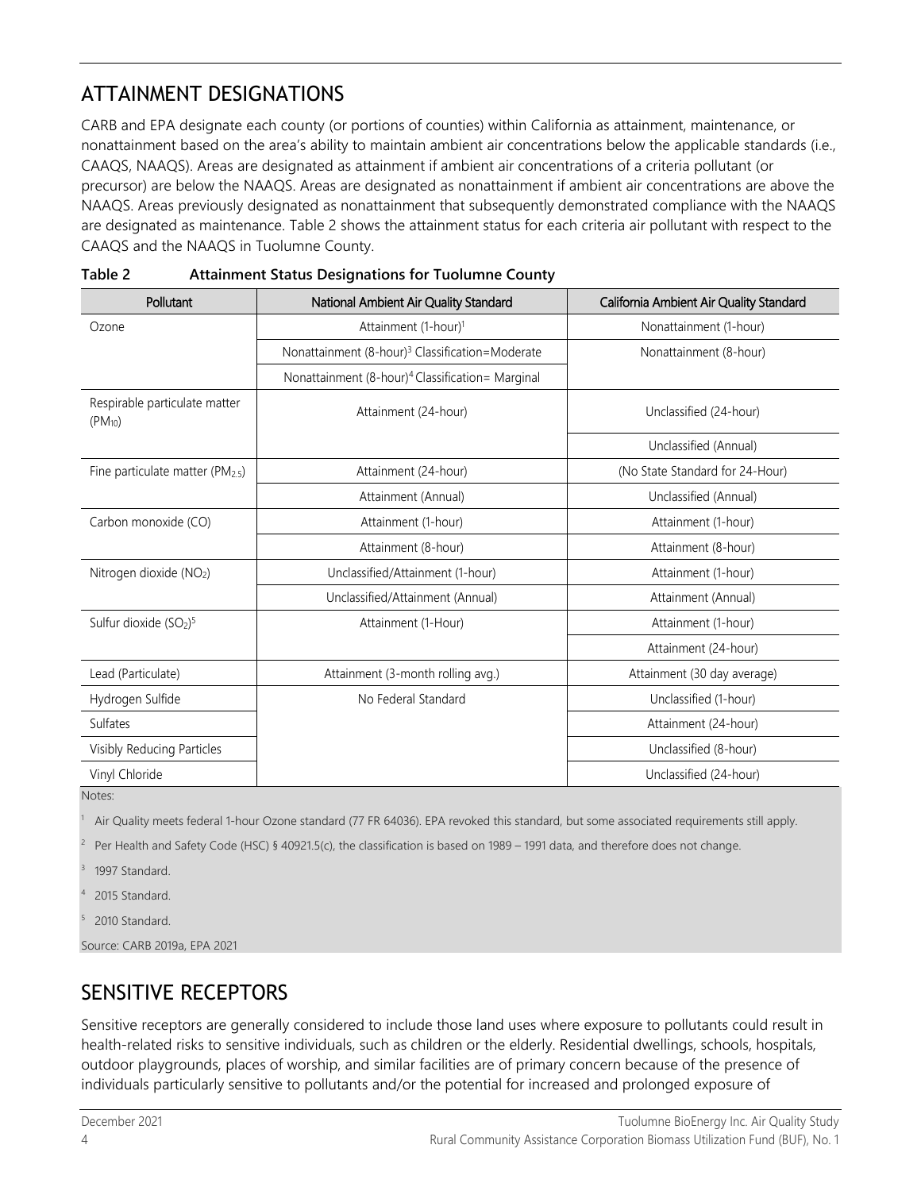## ATTAINMENT DESIGNATIONS

CARB and EPA designate each county (or portions of counties) within California as attainment, maintenance, or nonattainment based on the area's ability to maintain ambient air concentrations below the applicable standards (i.e., CAAQS, NAAQS). Areas are designated as attainment if ambient air concentrations of a criteria pollutant (or precursor) are below the NAAQS. Areas are designated as nonattainment if ambient air concentrations are above the NAAQS. Areas previously designated as nonattainment that subsequently demonstrated compliance with the NAAQS are designated as maintenance. Table 2 shows the attainment status for each criteria air pollutant with respect to the CAAQS and the NAAQS in Tuolumne County.

**Table 2 Attainment Status Designations for Tuolumne County**

| Pollutant | National Ambient Air Quality Standard | California Ambient Air Quality Standard |
|---|---|---|
| Ozone | Attainment (1-hour)[1] | Nonattainment (1-hour) |
| | Nonattainment (8-hour)[3] Classification=Moderate | Nonattainment (8-hour) |
| | Nonattainment (8-hour)[4] Classification= Marginal | |
| Respirable particulate matter ($PM_{10}$) | Attainment (24-hour) | Unclassified (24-hour) |
| | | Unclassified (Annual) |
| Fine particulate matter ($PM_{2.5}$) | Attainment (24-hour) | (No State Standard for 24-Hour) |
| | Attainment (Annual) | Unclassified (Annual) |
| Carbon monoxide (CO) | Attainment (1-hour) | Attainment (1-hour) |
| | Attainment (8-hour) | Attainment (8-hour) |
| Nitrogen dioxide ($NO_2$) | Unclassified/Attainment (1-hour) | Attainment (1-hour) |
| | Unclassified/Attainment (Annual) | Attainment (Annual) |
| Sulfur dioxide ($SO_2$)[5] | Attainment (1-Hour) | Attainment (1-hour) |
| | | Attainment (24-hour) |
| Lead (Particulate) | Attainment (3-month rolling avg.) | Attainment (30 day average) |
| Hydrogen Sulfide | No Federal Standard | Unclassified (1-hour) |
| Sulfates | | Attainment (24-hour) |
| Visibly Reducing Particles | | Unclassified (8-hour) |
| Vinyl Chloride | | Unclassified (24-hour) |

Notes:

[1] Air Quality meets federal 1-hour Ozone standard (77 FR 64036). EPA revoked this standard, but some associated requirements still apply.

[2] Per Health and Safety Code (HSC) § 40921.5(c), the classification is based on 1989 – 1991 data, and therefore does not change.

[3] 1997 Standard.

[4] 2015 Standard.

[5] 2010 Standard.

Source: CARB 2019a, EPA 2021

## SENSITIVE RECEPTORS

Sensitive receptors are generally considered to include those land uses where exposure to pollutants could result in health-related risks to sensitive individuals, such as children or the elderly. Residential dwellings, schools, hospitals, outdoor playgrounds, places of worship, and similar facilities are of primary concern because of the presence of individuals particularly sensitive to pollutants and/or the potential for increased and prolonged exposure of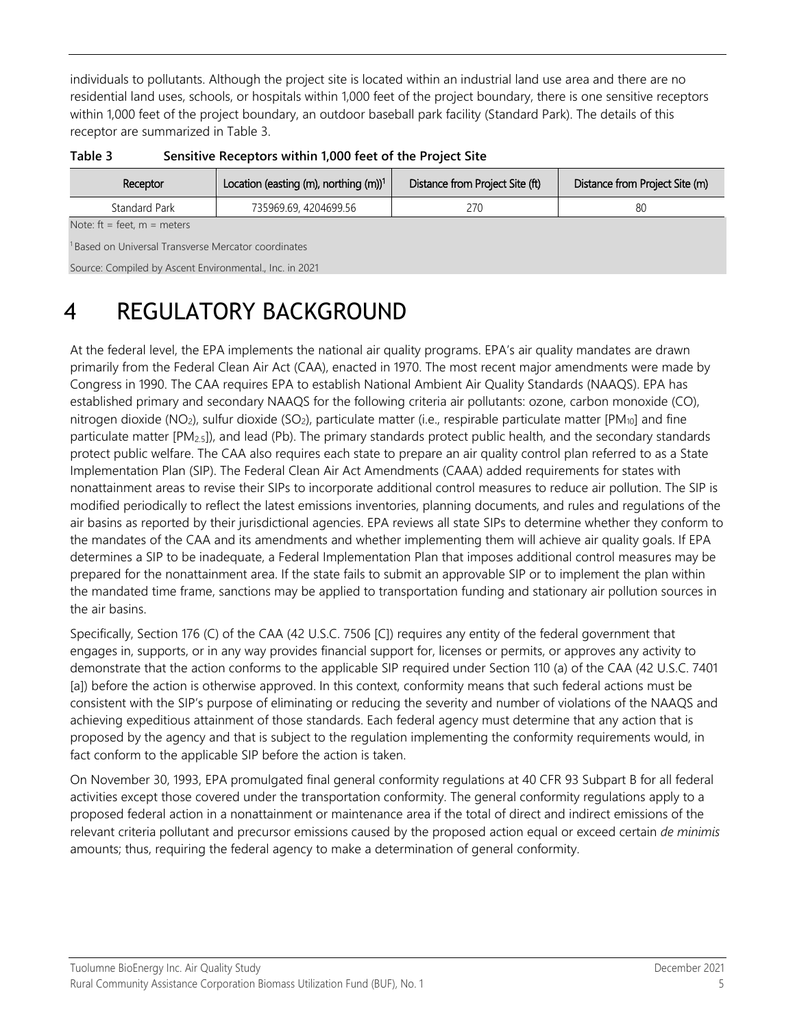individuals to pollutants. Although the project site is located within an industrial land use area and there are no residential land uses, schools, or hospitals within 1,000 feet of the project boundary, there is one sensitive receptors within 1,000 feet of the project boundary, an outdoor baseball park facility (Standard Park). The details of this receptor are summarized in Table 3.

**Table 3 Sensitive Receptors within 1,000 feet of the Project Site**

| Receptor | Location (easting (m), northing (m))[1] | Distance from Project Site (ft) | Distance from Project Site (m) |
|---|---|---|---|
| Standard Park | 735969.69, 4204699.56 | 270 | 80 |

Note: ft = feet, m = meters

[1] Based on Universal Transverse Mercator coordinates

Source: Compiled by Ascent Environmental., Inc. in 2021

# 4 REGULATORY BACKGROUND

At the federal level, the EPA implements the national air quality programs. EPA's air quality mandates are drawn primarily from the Federal Clean Air Act (CAA), enacted in 1970. The most recent major amendments were made by Congress in 1990. The CAA requires EPA to establish National Ambient Air Quality Standards (NAAQS). EPA has established primary and secondary NAAQS for the following criteria air pollutants: ozone, carbon monoxide (CO), nitrogen dioxide ($NO_2$), sulfur dioxide ($SO_2$), particulate matter (i.e., respirable particulate matter [$PM_{10}$] and fine particulate matter [$PM_{2.5}$]), and lead (Pb). The primary standards protect public health, and the secondary standards protect public welfare. The CAA also requires each state to prepare an air quality control plan referred to as a State Implementation Plan (SIP). The Federal Clean Air Act Amendments (CAAA) added requirements for states with nonattainment areas to revise their SIPs to incorporate additional control measures to reduce air pollution. The SIP is modified periodically to reflect the latest emissions inventories, planning documents, and rules and regulations of the air basins as reported by their jurisdictional agencies. EPA reviews all state SIPs to determine whether they conform to the mandates of the CAA and its amendments and whether implementing them will achieve air quality goals. If EPA determines a SIP to be inadequate, a Federal Implementation Plan that imposes additional control measures may be prepared for the nonattainment area. If the state fails to submit an approvable SIP or to implement the plan within the mandated time frame, sanctions may be applied to transportation funding and stationary air pollution sources in the air basins.

Specifically, Section 176 (C) of the CAA (42 U.S.C. 7506 [C]) requires any entity of the federal government that engages in, supports, or in any way provides financial support for, licenses or permits, or approves any activity to demonstrate that the action conforms to the applicable SIP required under Section 110 (a) of the CAA (42 U.S.C. 7401 [a]) before the action is otherwise approved. In this context, conformity means that such federal actions must be consistent with the SIP's purpose of eliminating or reducing the severity and number of violations of the NAAQS and achieving expeditious attainment of those standards. Each federal agency must determine that any action that is proposed by the agency and that is subject to the regulation implementing the conformity requirements would, in fact conform to the applicable SIP before the action is taken.

On November 30, 1993, EPA promulgated final general conformity regulations at 40 CFR 93 Subpart B for all federal activities except those covered under the transportation conformity. The general conformity regulations apply to a proposed federal action in a nonattainment or maintenance area if the total of direct and indirect emissions of the relevant criteria pollutant and precursor emissions caused by the proposed action equal or exceed certain *de minimis* amounts; thus, requiring the federal agency to make a determination of general conformity.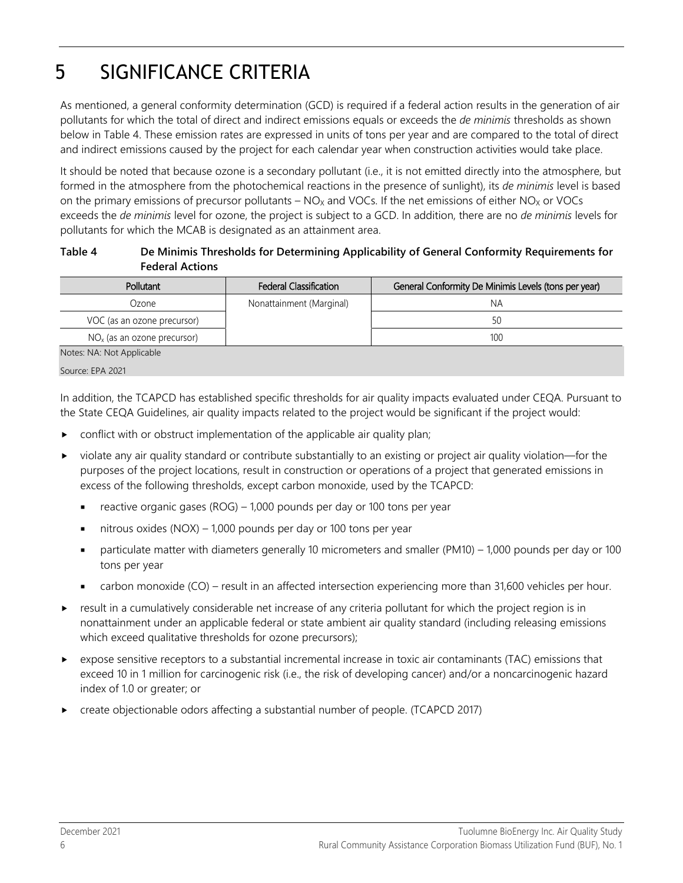# 5 SIGNIFICANCE CRITERIA

As mentioned, a general conformity determination (GCD) is required if a federal action results in the generation of air pollutants for which the total of direct and indirect emissions equals or exceeds the *de minimis* thresholds as shown below in Table 4. These emission rates are expressed in units of tons per year and are compared to the total of direct and indirect emissions caused by the project for each calendar year when construction activities would take place.

It should be noted that because ozone is a secondary pollutant (i.e., it is not emitted directly into the atmosphere, but formed in the atmosphere from the photochemical reactions in the presence of sunlight), its *de minimis* level is based on the primary emissions of precursor pollutants – $NO_X$ and VOCs. If the net emissions of either $NO_X$ or VOCs exceeds the *de minimis* level for ozone, the project is subject to a GCD. In addition, there are no *de minimis* levels for pollutants for which the MCAB is designated as an attainment area.

**Table 4 De Minimis Thresholds for Determining Applicability of General Conformity Requirements for Federal Actions**

| Pollutant | Federal Classification | General Conformity De Minimis Levels (tons per year) |
|---|---|---|
| Ozone | Nonattainment (Marginal) | NA |
| VOC (as an ozone precursor) | | 50 |
| $NO_x$ (as an ozone precursor) | | 100 |

Notes: NA: Not Applicable

Source: EPA 2021

In addition, the TCAPCD has established specific thresholds for air quality impacts evaluated under CEQA. Pursuant to the State CEQA Guidelines, air quality impacts related to the project would be significant if the project would:

- conflict with or obstruct implementation of the applicable air quality plan;
- violate any air quality standard or contribute substantially to an existing or project air quality violation—for the purposes of the project locations, result in construction or operations of a project that generated emissions in excess of the following thresholds, except carbon monoxide, used by the TCAPCD:
  - reactive organic gases (ROG) – 1,000 pounds per day or 100 tons per year
  - nitrous oxides (NOX) – 1,000 pounds per day or 100 tons per year
  - particulate matter with diameters generally 10 micrometers and smaller (PM10) – 1,000 pounds per day or 100 tons per year
  - carbon monoxide (CO) – result in an affected intersection experiencing more than 31,600 vehicles per hour.
- result in a cumulatively considerable net increase of any criteria pollutant for which the project region is in nonattainment under an applicable federal or state ambient air quality standard (including releasing emissions which exceed qualitative thresholds for ozone precursors);
- expose sensitive receptors to a substantial incremental increase in toxic air contaminants (TAC) emissions that exceed 10 in 1 million for carcinogenic risk (i.e., the risk of developing cancer) and/or a noncarcinogenic hazard index of 1.0 or greater; or
- create objectionable odors affecting a substantial number of people. (TCAPCD 2017)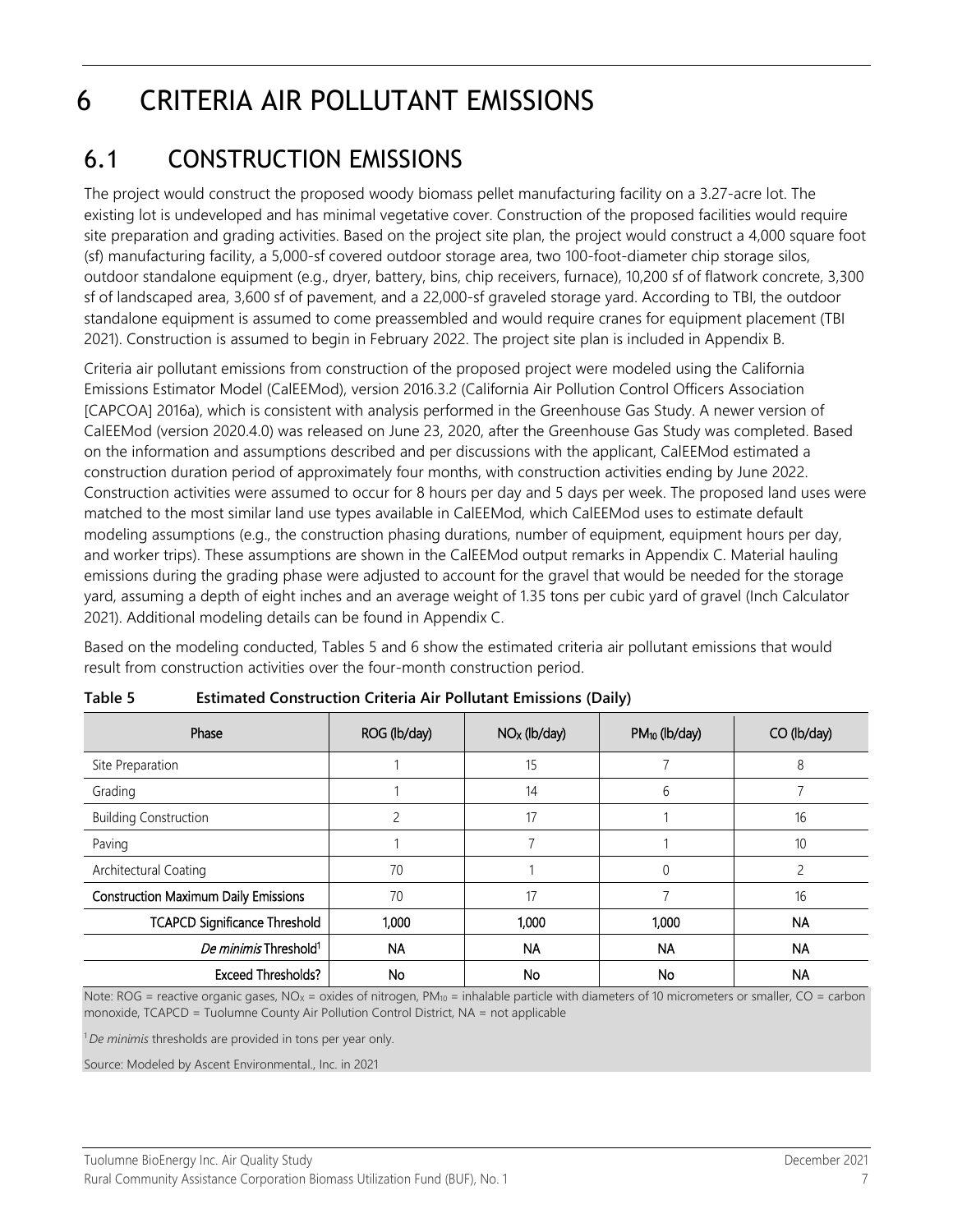# 6 CRITERIA AIR POLLUTANT EMISSIONS

## 6.1 CONSTRUCTION EMISSIONS

The project would construct the proposed woody biomass pellet manufacturing facility on a 3.27-acre lot. The existing lot is undeveloped and has minimal vegetative cover. Construction of the proposed facilities would require site preparation and grading activities. Based on the project site plan, the project would construct a 4,000 square foot (sf) manufacturing facility, a 5,000-sf covered outdoor storage area, two 100-foot-diameter chip storage silos, outdoor standalone equipment (e.g., dryer, battery, bins, chip receivers, furnace), 10,200 sf of flatwork concrete, 3,300 sf of landscaped area, 3,600 sf of pavement, and a 22,000-sf graveled storage yard. According to TBI, the outdoor standalone equipment is assumed to come preassembled and would require cranes for equipment placement (TBI 2021). Construction is assumed to begin in February 2022. The project site plan is included in Appendix B.

Criteria air pollutant emissions from construction of the proposed project were modeled using the California Emissions Estimator Model (CalEEMod), version 2016.3.2 (California Air Pollution Control Officers Association [CAPCOA] 2016a), which is consistent with analysis performed in the Greenhouse Gas Study. A newer version of CalEEMod (version 2020.4.0) was released on June 23, 2020, after the Greenhouse Gas Study was completed. Based on the information and assumptions described and per discussions with the applicant, CalEEMod estimated a construction duration period of approximately four months, with construction activities ending by June 2022. Construction activities were assumed to occur for 8 hours per day and 5 days per week. The proposed land uses were matched to the most similar land use types available in CalEEMod, which CalEEMod uses to estimate default modeling assumptions (e.g., the construction phasing durations, number of equipment, equipment hours per day, and worker trips). These assumptions are shown in the CalEEMod output remarks in Appendix C. Material hauling emissions during the grading phase were adjusted to account for the gravel that would be needed for the storage yard, assuming a depth of eight inches and an average weight of 1.35 tons per cubic yard of gravel (Inch Calculator 2021). Additional modeling details can be found in Appendix C.

Based on the modeling conducted, Tables 5 and 6 show the estimated criteria air pollutant emissions that would result from construction activities over the four-month construction period.

**Table 5 Estimated Construction Criteria Air Pollutant Emissions (Daily)**

| Phase | ROG (lb/day) | $NO_X$ (lb/day) | $PM_{10}$ (lb/day) | CO (lb/day) |
|---|---|---|---|---|
| Site Preparation | 1 | 15 | 7 | 8 |
| Grading | 1 | 14 | 6 | 7 |
| Building Construction | 2 | 17 | 1 | 16 |
| Paving | 1 | 7 | 1 | 10 |
| Architectural Coating | 70 | 1 | 0 | 2 |
| **Construction Maximum Daily Emissions** | 70 | 17 | 7 | 16 |
| **TCAPCD Significance Threshold** | **1,000** | **1,000** | **1,000** | **NA** |
| ***De minimis* Threshold[1]** | **NA** | **NA** | **NA** | **NA** |
| **Exceed Thresholds?** | **No** | **No** | **No** | **NA** |

Note: ROG = reactive organic gases, $NO_X$ = oxides of nitrogen, $PM_{10}$ = inhalable particle with diameters of 10 micrometers or smaller, CO = carbon monoxide, TCAPCD = Tuolumne County Air Pollution Control District, NA = not applicable

[1] *De minimis* thresholds are provided in tons per year only.

Source: Modeled by Ascent Environmental., Inc. in 2021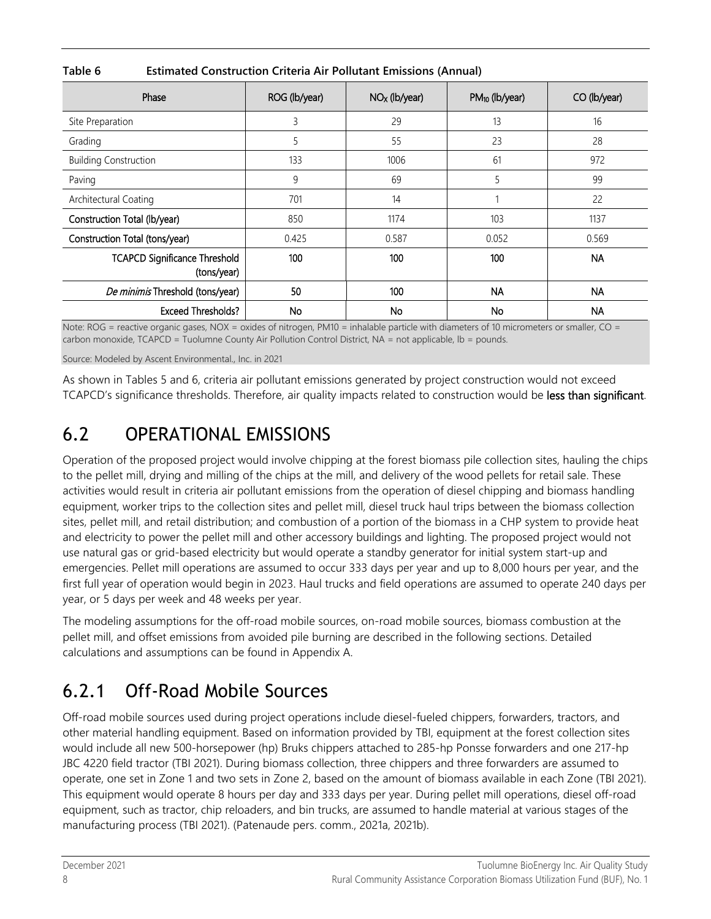**Table 6 Estimated Construction Criteria Air Pollutant Emissions (Annual)**

| Phase | ROG (lb/year) | $NO_X$ (lb/year) | $PM_{10}$ (lb/year) | CO (lb/year) |
| --- | --- | --- | --- | --- |
| Site Preparation | 3 | 29 | 13 | 16 |
| Grading | 5 | 55 | 23 | 28 |
| Building Construction | 133 | 1006 | 61 | 972 |
| Paving | 9 | 69 | 5 | 99 |
| Architectural Coating | 701 | 14 | 1 | 22 |
| **Construction Total (lb/year)** | 850 | 1174 | 103 | 1137 |
| **Construction Total (tons/year)** | 0.425 | 0.587 | 0.052 | 0.569 |
| **TCAPCD Significance Threshold (tons/year)** | **100** | **100** | **100** | **NA** |
| ***De minimis* Threshold (tons/year)** | **50** | **100** | **NA** | **NA** |
| **Exceed Thresholds?** | **No** | **No** | **No** | **NA** |

Note: ROG = reactive organic gases, NOX = oxides of nitrogen, PM10 = inhalable particle with diameters of 10 micrometers or smaller, CO = carbon monoxide, TCAPCD = Tuolumne County Air Pollution Control District, NA = not applicable, lb = pounds.

Source: Modeled by Ascent Environmental., Inc. in 2021

As shown in Tables 5 and 6, criteria air pollutant emissions generated by project construction would not exceed TCAPCD's significance thresholds. Therefore, air quality impacts related to construction would be **less than significant**.

## 6.2 OPERATIONAL EMISSIONS

Operation of the proposed project would involve chipping at the forest biomass pile collection sites, hauling the chips to the pellet mill, drying and milling of the chips at the mill, and delivery of the wood pellets for retail sale. These activities would result in criteria air pollutant emissions from the operation of diesel chipping and biomass handling equipment, worker trips to the collection sites and pellet mill, diesel truck haul trips between the biomass collection sites, pellet mill, and retail distribution; and combustion of a portion of the biomass in a CHP system to provide heat and electricity to power the pellet mill and other accessory buildings and lighting. The proposed project would not use natural gas or grid-based electricity but would operate a standby generator for initial system start-up and emergencies. Pellet mill operations are assumed to occur 333 days per year and up to 8,000 hours per year, and the first full year of operation would begin in 2023. Haul trucks and field operations are assumed to operate 240 days per year, or 5 days per week and 48 weeks per year.

The modeling assumptions for the off-road mobile sources, on-road mobile sources, biomass combustion at the pellet mill, and offset emissions from avoided pile burning are described in the following sections. Detailed calculations and assumptions can be found in Appendix A.

### 6.2.1 Off-Road Mobile Sources

Off-road mobile sources used during project operations include diesel-fueled chippers, forwarders, tractors, and other material handling equipment. Based on information provided by TBI, equipment at the forest collection sites would include all new 500-horsepower (hp) Bruks chippers attached to 285-hp Ponsse forwarders and one 217-hp JBC 4220 field tractor (TBI 2021). During biomass collection, three chippers and three forwarders are assumed to operate, one set in Zone 1 and two sets in Zone 2, based on the amount of biomass available in each Zone (TBI 2021). This equipment would operate 8 hours per day and 333 days per year. During pellet mill operations, diesel off-road equipment, such as tractor, chip reloaders, and bin trucks, are assumed to handle material at various stages of the manufacturing process (TBI 2021). (Patenaude pers. comm., 2021a, 2021b).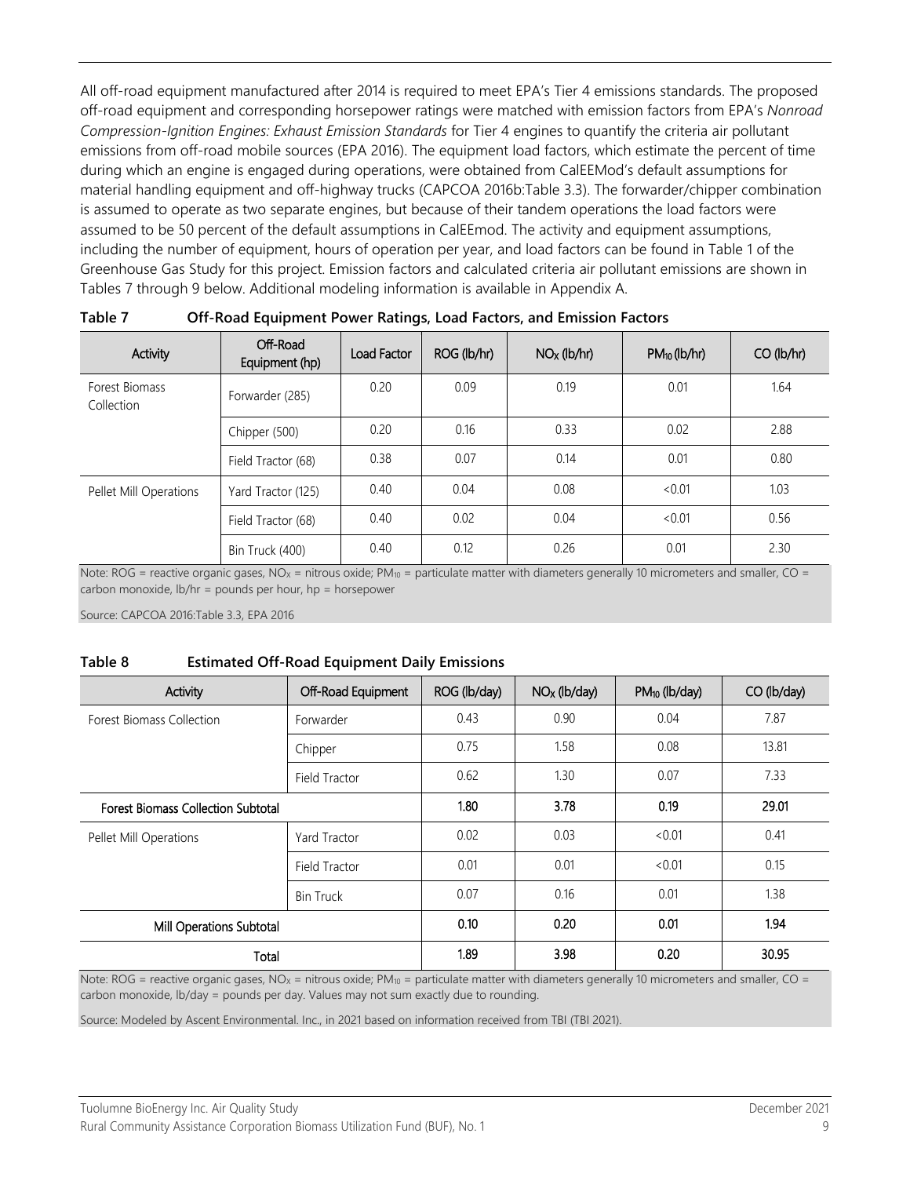All off-road equipment manufactured after 2014 is required to meet EPA's Tier 4 emissions standards. The proposed off-road equipment and corresponding horsepower ratings were matched with emission factors from EPA's *Nonroad Compression-Ignition Engines: Exhaust Emission Standards* for Tier 4 engines to quantify the criteria air pollutant emissions from off-road mobile sources (EPA 2016). The equipment load factors, which estimate the percent of time during which an engine is engaged during operations, were obtained from CalEEMod's default assumptions for material handling equipment and off-highway trucks (CAPCOA 2016b:Table 3.3). The forwarder/chipper combination is assumed to operate as two separate engines, but because of their tandem operations the load factors were assumed to be 50 percent of the default assumptions in CalEEmod. The activity and equipment assumptions, including the number of equipment, hours of operation per year, and load factors can be found in Table 1 of the Greenhouse Gas Study for this project. Emission factors and calculated criteria air pollutant emissions are shown in Tables 7 through 9 below. Additional modeling information is available in Appendix A.

**Table 7 Off-Road Equipment Power Ratings, Load Factors, and Emission Factors**

| Activity | Off-Road Equipment (hp) | Load Factor | ROG (lb/hr) | $NO_X$ (lb/hr) | $PM_{10}$ (lb/hr) | CO (lb/hr) |
|---|---|---|---|---|---|---|
| Forest Biomass Collection | Forwarder (285) | 0.20 | 0.09 | 0.19 | 0.01 | 1.64 |
| | Chipper (500) | 0.20 | 0.16 | 0.33 | 0.02 | 2.88 |
| | Field Tractor (68) | 0.38 | 0.07 | 0.14 | 0.01 | 0.80 |
| Pellet Mill Operations | Yard Tractor (125) | 0.40 | 0.04 | 0.08 | <0.01 | 1.03 |
| | Field Tractor (68) | 0.40 | 0.02 | 0.04 | <0.01 | 0.56 |
| | Bin Truck (400) | 0.40 | 0.12 | 0.26 | 0.01 | 2.30 |

Note: ROG = reactive organic gases, $NO_X$ = nitrous oxide; $PM_{10}$ = particulate matter with diameters generally 10 micrometers and smaller, CO = carbon monoxide, lb/hr = pounds per hour, hp = horsepower

Source: CAPCOA 2016:Table 3.3, EPA 2016

**Table 8 Estimated Off-Road Equipment Daily Emissions**

| Activity | Off-Road Equipment | ROG (lb/day) | $NO_X$ (lb/day) | $PM_{10}$ (lb/day) | CO (lb/day) |
|---|---|---|---|---|---|
| Forest Biomass Collection | Forwarder | 0.43 | 0.90 | 0.04 | 7.87 |
| | Chipper | 0.75 | 1.58 | 0.08 | 13.81 |
| | Field Tractor | 0.62 | 1.30 | 0.07 | 7.33 |
| **Forest Biomass Collection Subtotal** | | **1.80** | **3.78** | **0.19** | **29.01** |
| Pellet Mill Operations | Yard Tractor | 0.02 | 0.03 | <0.01 | 0.41 |
| | Field Tractor | 0.01 | 0.01 | <0.01 | 0.15 |
| | Bin Truck | 0.07 | 0.16 | 0.01 | 1.38 |
| **Mill Operations Subtotal** | | **0.10** | **0.20** | **0.01** | **1.94** |
| **Total** | | **1.89** | **3.98** | **0.20** | **30.95** |

Note: ROG = reactive organic gases, $NO_X$ = nitrous oxide; $PM_{10}$ = particulate matter with diameters generally 10 micrometers and smaller, CO = carbon monoxide, lb/day = pounds per day. Values may not sum exactly due to rounding.

Source: Modeled by Ascent Environmental. Inc., in 2021 based on information received from TBI (TBI 2021).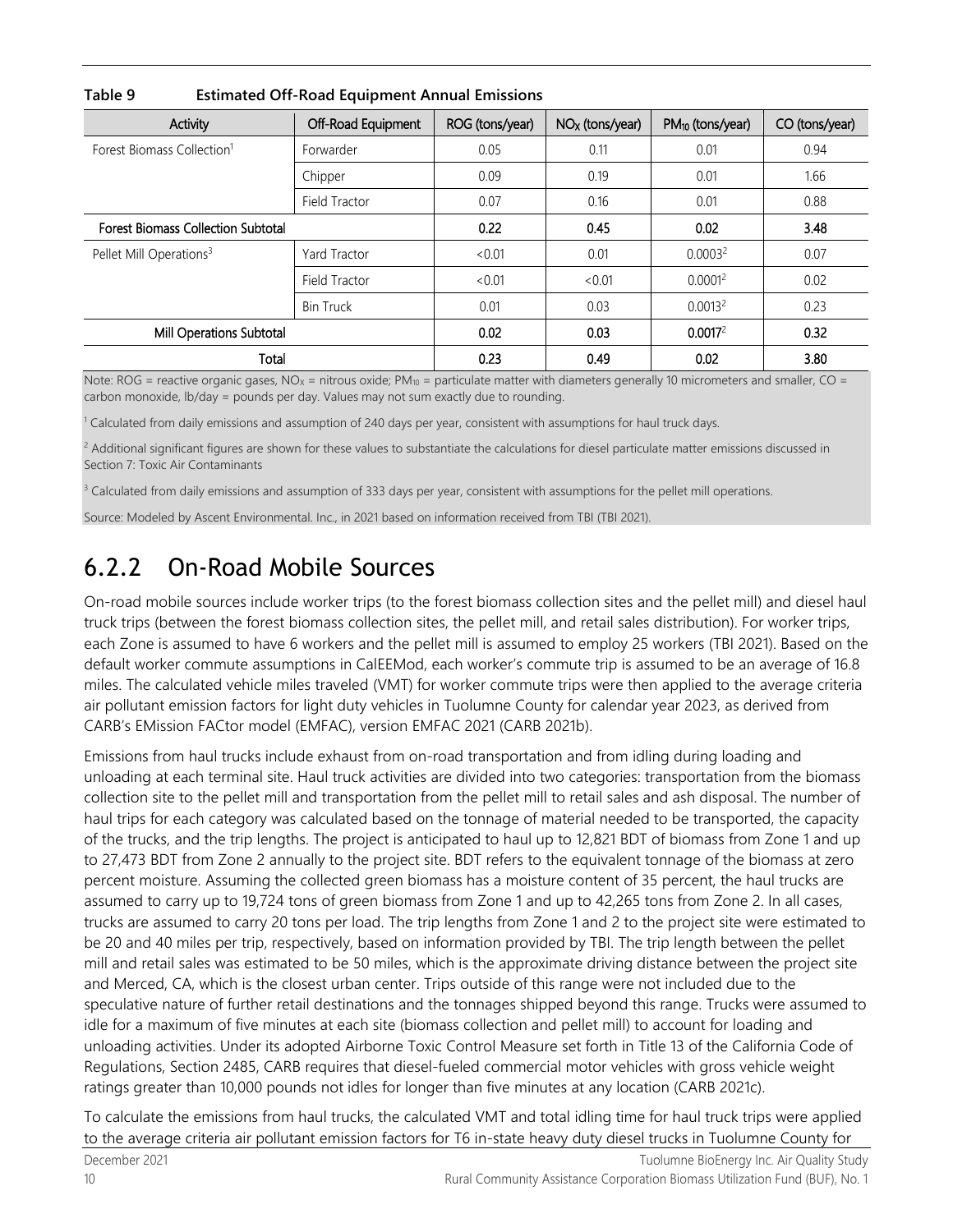**Table 9 Estimated Off-Road Equipment Annual Emissions**

| Activity | Off-Road Equipment | ROG (tons/year) | $NO_X$ (tons/year) | $PM_{10}$ (tons/year) | CO (tons/year) |
|---|---|---|---|---|---|
| Forest Biomass Collection[1] | Forwarder | 0.05 | 0.11 | 0.01 | 0.94 |
| | Chipper | 0.09 | 0.19 | 0.01 | 1.66 |
| | Field Tractor | 0.07 | 0.16 | 0.01 | 0.88 |
| **Forest Biomass Collection Subtotal** | | **0.22** | **0.45** | **0.02** | **3.48** |
| Pellet Mill Operations[3] | Yard Tractor | <0.01 | 0.01 | 0.0003[2] | 0.07 |
| | Field Tractor | <0.01 | <0.01 | 0.0001[2] | 0.02 |
| | Bin Truck | 0.01 | 0.03 | 0.0013[2] | 0.23 |
| **Mill Operations Subtotal** | | **0.02** | **0.03** | **0.0017**[2] | **0.32** |
| **Total** | | **0.23** | **0.49** | **0.02** | **3.80** |

Note: ROG = reactive organic gases, $NO_X$ = nitrous oxide; $PM_{10}$ = particulate matter with diameters generally 10 micrometers and smaller, CO = carbon monoxide, lb/day = pounds per day. Values may not sum exactly due to rounding.

[1] Calculated from daily emissions and assumption of 240 days per year, consistent with assumptions for haul truck days.

[2] Additional significant figures are shown for these values to substantiate the calculations for diesel particulate matter emissions discussed in Section 7: Toxic Air Contaminants

[3] Calculated from daily emissions and assumption of 333 days per year, consistent with assumptions for the pellet mill operations.

Source: Modeled by Ascent Environmental. Inc., in 2021 based on information received from TBI (TBI 2021).

## 6.2.2 On-Road Mobile Sources

On-road mobile sources include worker trips (to the forest biomass collection sites and the pellet mill) and diesel haul truck trips (between the forest biomass collection sites, the pellet mill, and retail sales distribution). For worker trips, each Zone is assumed to have 6 workers and the pellet mill is assumed to employ 25 workers (TBI 2021). Based on the default worker commute assumptions in CalEEMod, each worker's commute trip is assumed to be an average of 16.8 miles. The calculated vehicle miles traveled (VMT) for worker commute trips were then applied to the average criteria air pollutant emission factors for light duty vehicles in Tuolumne County for calendar year 2023, as derived from CARB's EMission FACtor model (EMFAC), version EMFAC 2021 (CARB 2021b).

Emissions from haul trucks include exhaust from on-road transportation and from idling during loading and unloading at each terminal site. Haul truck activities are divided into two categories: transportation from the biomass collection site to the pellet mill and transportation from the pellet mill to retail sales and ash disposal. The number of haul trips for each category was calculated based on the tonnage of material needed to be transported, the capacity of the trucks, and the trip lengths. The project is anticipated to haul up to 12,821 BDT of biomass from Zone 1 and up to 27,473 BDT from Zone 2 annually to the project site. BDT refers to the equivalent tonnage of the biomass at zero percent moisture. Assuming the collected green biomass has a moisture content of 35 percent, the haul trucks are assumed to carry up to 19,724 tons of green biomass from Zone 1 and up to 42,265 tons from Zone 2. In all cases, trucks are assumed to carry 20 tons per load. The trip lengths from Zone 1 and 2 to the project site were estimated to be 20 and 40 miles per trip, respectively, based on information provided by TBI. The trip length between the pellet mill and retail sales was estimated to be 50 miles, which is the approximate driving distance between the project site and Merced, CA, which is the closest urban center. Trips outside of this range were not included due to the speculative nature of further retail destinations and the tonnages shipped beyond this range. Trucks were assumed to idle for a maximum of five minutes at each site (biomass collection and pellet mill) to account for loading and unloading activities. Under its adopted Airborne Toxic Control Measure set forth in Title 13 of the California Code of Regulations, Section 2485, CARB requires that diesel-fueled commercial motor vehicles with gross vehicle weight ratings greater than 10,000 pounds not idles for longer than five minutes at any location (CARB 2021c).

To calculate the emissions from haul trucks, the calculated VMT and total idling time for haul truck trips were applied to the average criteria air pollutant emission factors for T6 in-state heavy duty diesel trucks in Tuolumne County for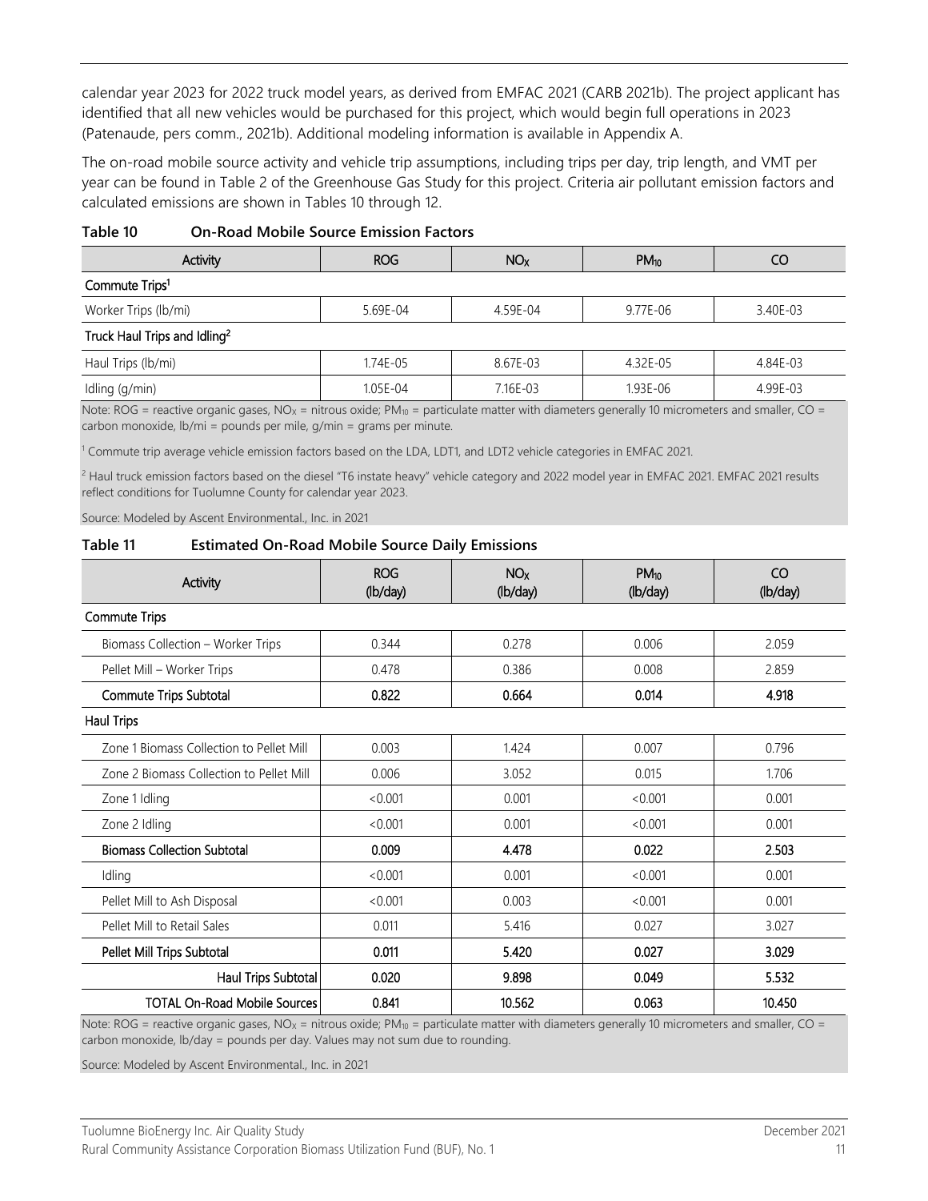calendar year 2023 for 2022 truck model years, as derived from EMFAC 2021 (CARB 2021b). The project applicant has identified that all new vehicles would be purchased for this project, which would begin full operations in 2023 (Patenaude, pers comm., 2021b). Additional modeling information is available in Appendix A.

The on-road mobile source activity and vehicle trip assumptions, including trips per day, trip length, and VMT per year can be found in Table 2 of the Greenhouse Gas Study for this project. Criteria air pollutant emission factors and calculated emissions are shown in Tables 10 through 12.

**Table 10 On-Road Mobile Source Emission Factors**

| Activity | ROG | $NO_X$ | $PM_{10}$ | CO |
|---|---|---|---|---|
| **Commute Trips[1]** | | | | |
| Worker Trips (lb/mi) | 5.69E-04 | 4.59E-04 | 9.77E-06 | 3.40E-03 |
| **Truck Haul Trips and Idling[2]** | | | | |
| Haul Trips (lb/mi) | 1.74E-05 | 8.67E-03 | 4.32E-05 | 4.84E-03 |
| Idling (g/min) | 1.05E-04 | 7.16E-03 | 1.93E-06 | 4.99E-03 |

Note: ROG = reactive organic gases, $NO_X$ = nitrous oxide; $PM_{10}$ = particulate matter with diameters generally 10 micrometers and smaller, CO = carbon monoxide, lb/mi = pounds per mile, g/min = grams per minute.

[1] Commute trip average vehicle emission factors based on the LDA, LDT1, and LDT2 vehicle categories in EMFAC 2021.

[2] Haul truck emission factors based on the diesel "T6 instate heavy" vehicle category and 2022 model year in EMFAC 2021. EMFAC 2021 results reflect conditions for Tuolumne County for calendar year 2023.

Source: Modeled by Ascent Environmental., Inc. in 2021

**Table 11 Estimated On-Road Mobile Source Daily Emissions**

| Activity | ROG (lb/day) | $NO_X$ (lb/day) | $PM_{10}$ (lb/day) | CO (lb/day) |
|---|---|---|---|---|
| **Commute Trips** | | | | |
| Biomass Collection – Worker Trips | 0.344 | 0.278 | 0.006 | 2.059 |
| Pellet Mill – Worker Trips | 0.478 | 0.386 | 0.008 | 2.859 |
| **Commute Trips Subtotal** | **0.822** | **0.664** | **0.014** | **4.918** |
| **Haul Trips** | | | | |
| Zone 1 Biomass Collection to Pellet Mill | 0.003 | 1.424 | 0.007 | 0.796 |
| Zone 2 Biomass Collection to Pellet Mill | 0.006 | 3.052 | 0.015 | 1.706 |
| Zone 1 Idling | <0.001 | 0.001 | <0.001 | 0.001 |
| Zone 2 Idling | <0.001 | 0.001 | <0.001 | 0.001 |
| **Biomass Collection Subtotal** | **0.009** | **4.478** | **0.022** | **2.503** |
| Idling | <0.001 | 0.001 | <0.001 | 0.001 |
| Pellet Mill to Ash Disposal | <0.001 | 0.003 | <0.001 | 0.001 |
| Pellet Mill to Retail Sales | 0.011 | 5.416 | 0.027 | 3.027 |
| **Pellet Mill Trips Subtotal** | **0.011** | **5.420** | **0.027** | **3.029** |
| **Haul Trips Subtotal** | **0.020** | **9.898** | **0.049** | **5.532** |
| **TOTAL On-Road Mobile Sources** | **0.841** | **10.562** | **0.063** | **10.450** |

Note: ROG = reactive organic gases, $NO_X$ = nitrous oxide; $PM_{10}$ = particulate matter with diameters generally 10 micrometers and smaller, CO = carbon monoxide, lb/day = pounds per day. Values may not sum due to rounding.

Source: Modeled by Ascent Environmental., Inc. in 2021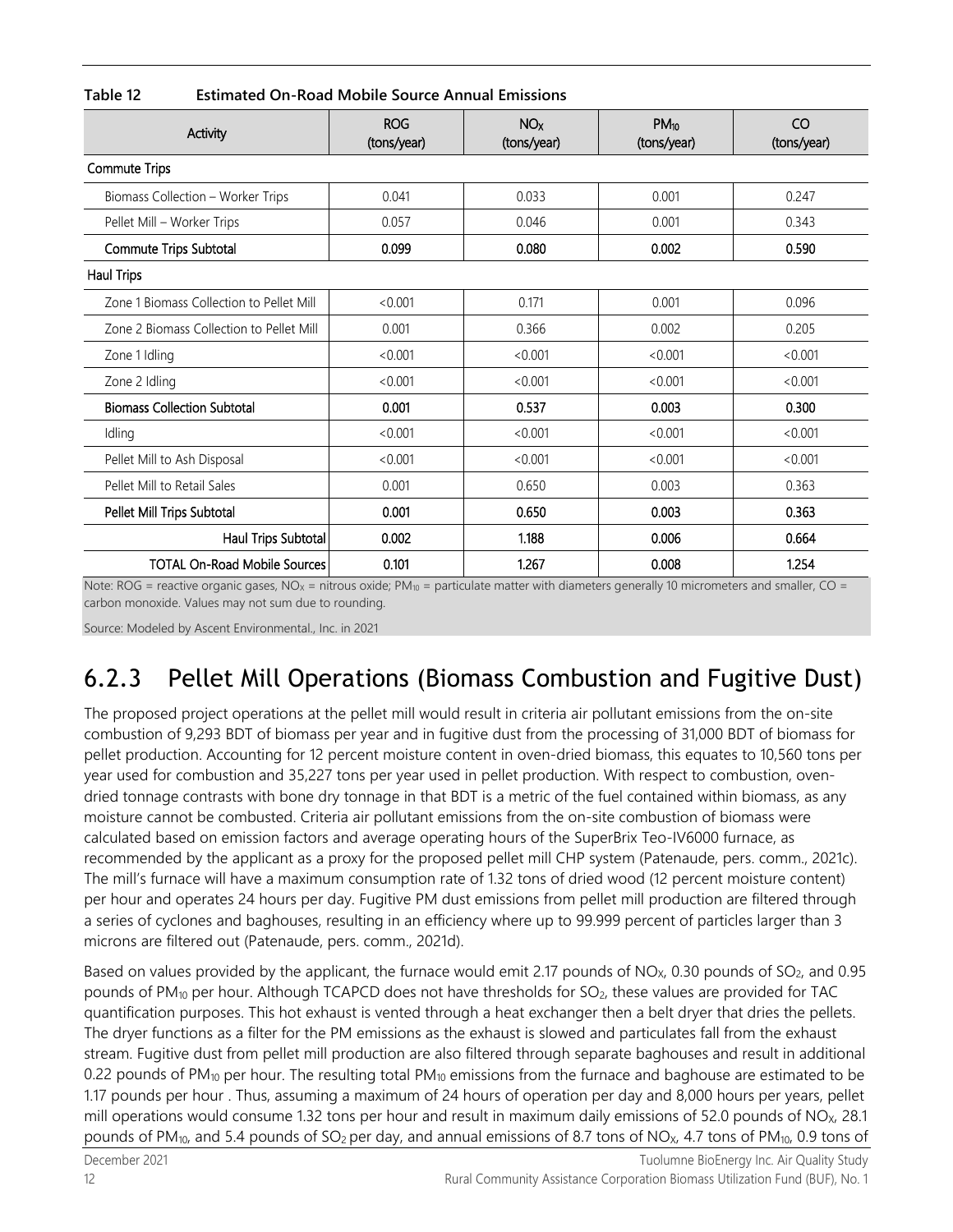**Table 12 Estimated On-Road Mobile Source Annual Emissions**

| Activity | ROG (tons/year) | $NO_X$ (tons/year) | $PM_{10}$ (tons/year) | CO (tons/year) |
|---|---|---|---|---|
| **Commute Trips** | | | | |
| Biomass Collection – Worker Trips | 0.041 | 0.033 | 0.001 | 0.247 |
| Pellet Mill – Worker Trips | 0.057 | 0.046 | 0.001 | 0.343 |
| **Commute Trips Subtotal** | **0.099** | **0.080** | **0.002** | **0.590** |
| **Haul Trips** | | | | |
| Zone 1 Biomass Collection to Pellet Mill | <0.001 | 0.171 | 0.001 | 0.096 |
| Zone 2 Biomass Collection to Pellet Mill | 0.001 | 0.366 | 0.002 | 0.205 |
| Zone 1 Idling | <0.001 | <0.001 | <0.001 | <0.001 |
| Zone 2 Idling | <0.001 | <0.001 | <0.001 | <0.001 |
| **Biomass Collection Subtotal** | **0.001** | **0.537** | **0.003** | **0.300** |
| Idling | <0.001 | <0.001 | <0.001 | <0.001 |
| Pellet Mill to Ash Disposal | <0.001 | <0.001 | <0.001 | <0.001 |
| Pellet Mill to Retail Sales | 0.001 | 0.650 | 0.003 | 0.363 |
| **Pellet Mill Trips Subtotal** | **0.001** | **0.650** | **0.003** | **0.363** |
| **Haul Trips Subtotal** | **0.002** | **1.188** | **0.006** | **0.664** |
| **TOTAL On-Road Mobile Sources** | **0.101** | **1.267** | **0.008** | **1.254** |

Note: ROG = reactive organic gases, $NO_X$ = nitrous oxide; $PM_{10}$ = particulate matter with diameters generally 10 micrometers and smaller, CO = carbon monoxide. Values may not sum due to rounding.

Source: Modeled by Ascent Environmental., Inc. in 2021

## 6.2.3 Pellet Mill Operations (Biomass Combustion and Fugitive Dust)

The proposed project operations at the pellet mill would result in criteria air pollutant emissions from the on-site combustion of 9,293 BDT of biomass per year and in fugitive dust from the processing of 31,000 BDT of biomass for pellet production. Accounting for 12 percent moisture content in oven-dried biomass, this equates to 10,560 tons per year used for combustion and 35,227 tons per year used in pellet production. With respect to combustion, oven-dried tonnage contrasts with bone dry tonnage in that BDT is a metric of the fuel contained within biomass, as any moisture cannot be combusted. Criteria air pollutant emissions from the on-site combustion of biomass were calculated based on emission factors and average operating hours of the SuperBrix Teo-IV6000 furnace, as recommended by the applicant as a proxy for the proposed pellet mill CHP system (Patenaude, pers. comm., 2021c). The mill's furnace will have a maximum consumption rate of 1.32 tons of dried wood (12 percent moisture content) per hour and operates 24 hours per day. Fugitive PM dust emissions from pellet mill production are filtered through a series of cyclones and baghouses, resulting in an efficiency where up to 99.999 percent of particles larger than 3 microns are filtered out (Patenaude, pers. comm., 2021d).

Based on values provided by the applicant, the furnace would emit 2.17 pounds of $NO_X$, 0.30 pounds of $SO_2$, and 0.95 pounds of $PM_{10}$ per hour. Although TCAPCD does not have thresholds for $SO_2$, these values are provided for TAC quantification purposes. This hot exhaust is vented through a heat exchanger then a belt dryer that dries the pellets. The dryer functions as a filter for the PM emissions as the exhaust is slowed and particulates fall from the exhaust stream. Fugitive dust from pellet mill production are also filtered through separate baghouses and result in additional 0.22 pounds of $PM_{10}$ per hour. The resulting total $PM_{10}$ emissions from the furnace and baghouse are estimated to be 1.17 pounds per hour . Thus, assuming a maximum of 24 hours of operation per day and 8,000 hours per years, pellet mill operations would consume 1.32 tons per hour and result in maximum daily emissions of 52.0 pounds of $NO_X$, 28.1 pounds of $PM_{10}$, and 5.4 pounds of $SO_2$ per day, and annual emissions of 8.7 tons of $NO_X$, 4.7 tons of $PM_{10}$, 0.9 tons of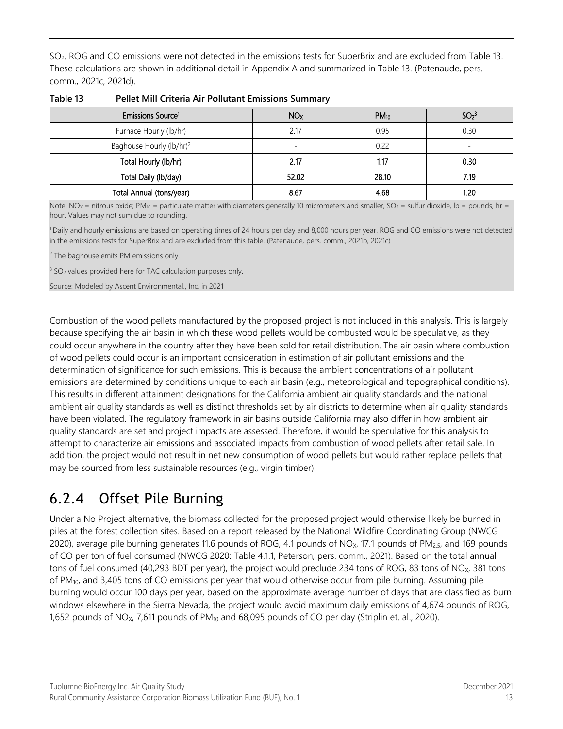$SO_2$. ROG and CO emissions were not detected in the emissions tests for SuperBrix and are excluded from Table 13. These calculations are shown in additional detail in Appendix A and summarized in Table 13. (Patenaude, pers. comm., 2021c, 2021d).

**Table 13 Pellet Mill Criteria Air Pollutant Emissions Summary**

| Emissions Source[1] | $NO_X$ | $PM_{10}$ | $SO_2$[3] |
|---|---|---|---|
| Furnace Hourly (lb/hr) | 2.17 | 0.95 | 0.30 |
| Baghouse Hourly (lb/hr)[2] | - | 0.22 | - |
| **Total Hourly (lb/hr)** | **2.17** | **1.17** | **0.30** |
| **Total Daily (lb/day)** | **52.02** | **28.10** | **7.19** |
| **Total Annual (tons/year)** | **8.67** | **4.68** | **1.20** |

Note: $NO_X$ = nitrous oxide; $PM_{10}$ = particulate matter with diameters generally 10 micrometers and smaller, $SO_2$ = sulfur dioxide, lb = pounds, hr = hour. Values may not sum due to rounding.

[1] Daily and hourly emissions are based on operating times of 24 hours per day and 8,000 hours per year. ROG and CO emissions were not detected in the emissions tests for SuperBrix and are excluded from this table. (Patenaude, pers. comm., 2021b, 2021c)

[2] The baghouse emits PM emissions only.

[3] $SO_2$ values provided here for TAC calculation purposes only.

Source: Modeled by Ascent Environmental., Inc. in 2021

Combustion of the wood pellets manufactured by the proposed project is not included in this analysis. This is largely because specifying the air basin in which these wood pellets would be combusted would be speculative, as they could occur anywhere in the country after they have been sold for retail distribution. The air basin where combustion of wood pellets could occur is an important consideration in estimation of air pollutant emissions and the determination of significance for such emissions. This is because the ambient concentrations of air pollutant emissions are determined by conditions unique to each air basin (e.g., meteorological and topographical conditions). This results in different attainment designations for the California ambient air quality standards and the national ambient air quality standards as well as distinct thresholds set by air districts to determine when air quality standards have been violated. The regulatory framework in air basins outside California may also differ in how ambient air quality standards are set and project impacts are assessed. Therefore, it would be speculative for this analysis to attempt to characterize air emissions and associated impacts from combustion of wood pellets after retail sale. In addition, the project would not result in net new consumption of wood pellets but would rather replace pellets that may be sourced from less sustainable resources (e.g., virgin timber).

## 6.2.4 Offset Pile Burning

Under a No Project alternative, the biomass collected for the proposed project would otherwise likely be burned in piles at the forest collection sites. Based on a report released by the National Wildfire Coordinating Group (NWCG 2020), average pile burning generates 11.6 pounds of ROG, 4.1 pounds of $NO_X$, 17.1 pounds of $PM_{2.5}$, and 169 pounds of CO per ton of fuel consumed (NWCG 2020: Table 4.1.1, Peterson, pers. comm., 2021). Based on the total annual tons of fuel consumed (40,293 BDT per year), the project would preclude 234 tons of ROG, 83 tons of $NO_X$, 381 tons of $PM_{10}$, and 3,405 tons of CO emissions per year that would otherwise occur from pile burning. Assuming pile burning would occur 100 days per year, based on the approximate average number of days that are classified as burn windows elsewhere in the Sierra Nevada, the project would avoid maximum daily emissions of 4,674 pounds of ROG, 1,652 pounds of $NO_X$, 7,611 pounds of $PM_{10}$ and 68,095 pounds of CO per day (Striplin et. al., 2020).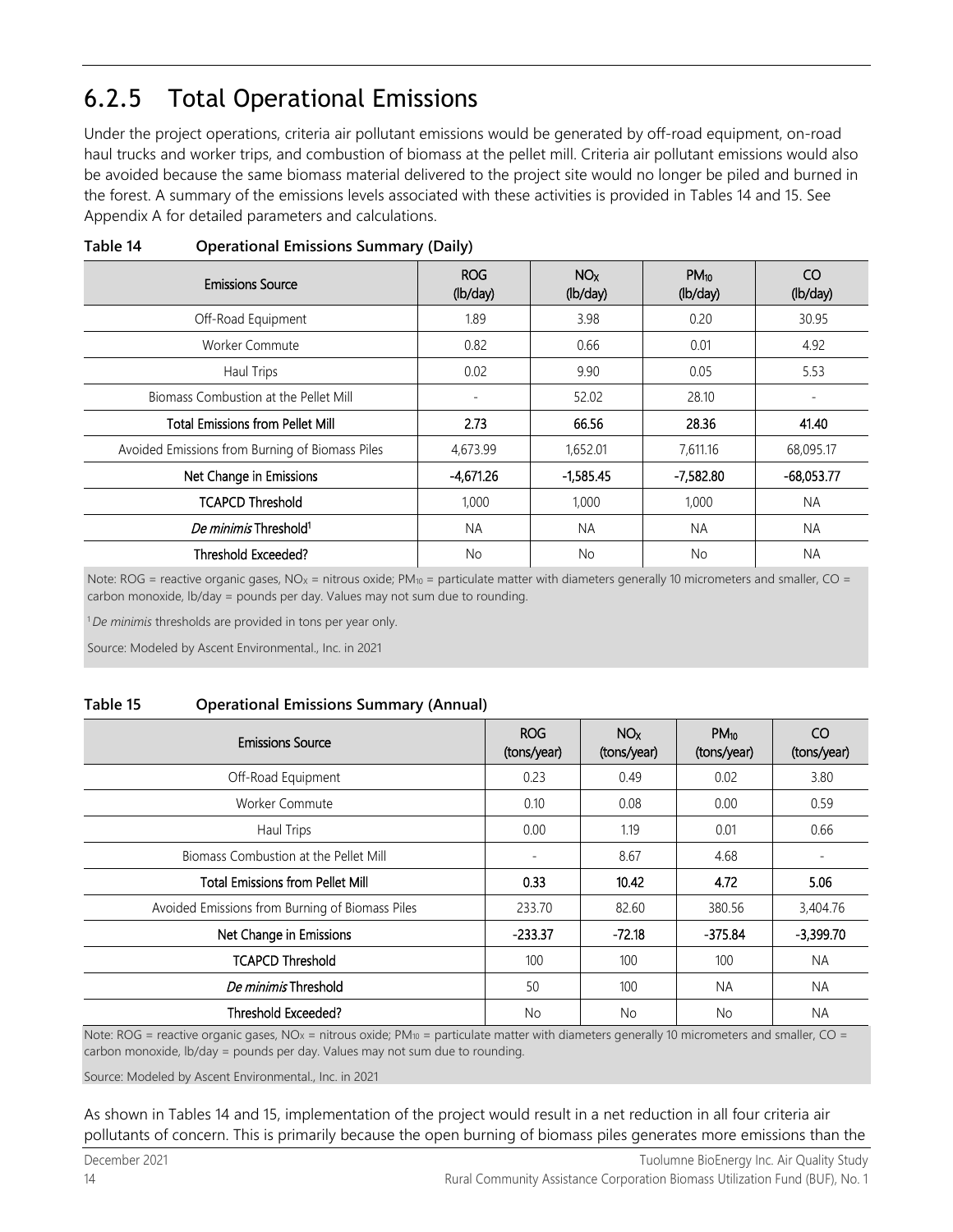## 6.2.5 Total Operational Emissions

Under the project operations, criteria air pollutant emissions would be generated by off-road equipment, on-road haul trucks and worker trips, and combustion of biomass at the pellet mill. Criteria air pollutant emissions would also be avoided because the same biomass material delivered to the project site would no longer be piled and burned in the forest. A summary of the emissions levels associated with these activities is provided in Tables 14 and 15. See Appendix A for detailed parameters and calculations.

**Table 14 Operational Emissions Summary (Daily)**

| Emissions Source | ROG (lb/day) | $NO_X$ (lb/day) | $PM_{10}$ (lb/day) | CO (lb/day) |
|---|---|---|---|---|
| Off-Road Equipment | 1.89 | 3.98 | 0.20 | 30.95 |
| Worker Commute | 0.82 | 0.66 | 0.01 | 4.92 |
| Haul Trips | 0.02 | 9.90 | 0.05 | 5.53 |
| Biomass Combustion at the Pellet Mill | - | 52.02 | 28.10 | - |
| **Total Emissions from Pellet Mill** | **2.73** | **66.56** | **28.36** | **41.40** |
| Avoided Emissions from Burning of Biomass Piles | 4,673.99 | 1,652.01 | 7,611.16 | 68,095.17 |
| Net Change in Emissions | -4,671.26 | -1,585.45 | -7,582.80 | -68,053.77 |
| TCAPCD Threshold | 1,000 | 1,000 | 1,000 | NA |
| *De minimis* Threshold[1] | NA | NA | NA | NA |
| Threshold Exceeded? | No | No | No | NA |

Note: ROG = reactive organic gases, $NO_X$ = nitrous oxide; $PM_{10}$ = particulate matter with diameters generally 10 micrometers and smaller, CO = carbon monoxide, lb/day = pounds per day. Values may not sum due to rounding.

[1] *De minimis* thresholds are provided in tons per year only.

Source: Modeled by Ascent Environmental., Inc. in 2021

**Table 15 Operational Emissions Summary (Annual)**

| Emissions Source | ROG (tons/year) | $NO_X$ (tons/year) | $PM_{10}$ (tons/year) | CO (tons/year) |
|---|---|---|---|---|
| Off-Road Equipment | 0.23 | 0.49 | 0.02 | 3.80 |
| Worker Commute | 0.10 | 0.08 | 0.00 | 0.59 |
| Haul Trips | 0.00 | 1.19 | 0.01 | 0.66 |
| Biomass Combustion at the Pellet Mill | - | 8.67 | 4.68 | - |
| **Total Emissions from Pellet Mill** | **0.33** | **10.42** | **4.72** | **5.06** |
| Avoided Emissions from Burning of Biomass Piles | 233.70 | 82.60 | 380.56 | 3,404.76 |
| Net Change in Emissions | -233.37 | -72.18 | -375.84 | -3,399.70 |
| TCAPCD Threshold | 100 | 100 | 100 | NA |
| *De minimis* Threshold | 50 | 100 | NA | NA |
| Threshold Exceeded? | No | No | No | NA |

Note: ROG = reactive organic gases, $NO_X$ = nitrous oxide; $PM_{10}$ = particulate matter with diameters generally 10 micrometers and smaller, CO = carbon monoxide, lb/day = pounds per day. Values may not sum due to rounding.

Source: Modeled by Ascent Environmental., Inc. in 2021

As shown in Tables 14 and 15, implementation of the project would result in a net reduction in all four criteria air pollutants of concern. This is primarily because the open burning of biomass piles generates more emissions than the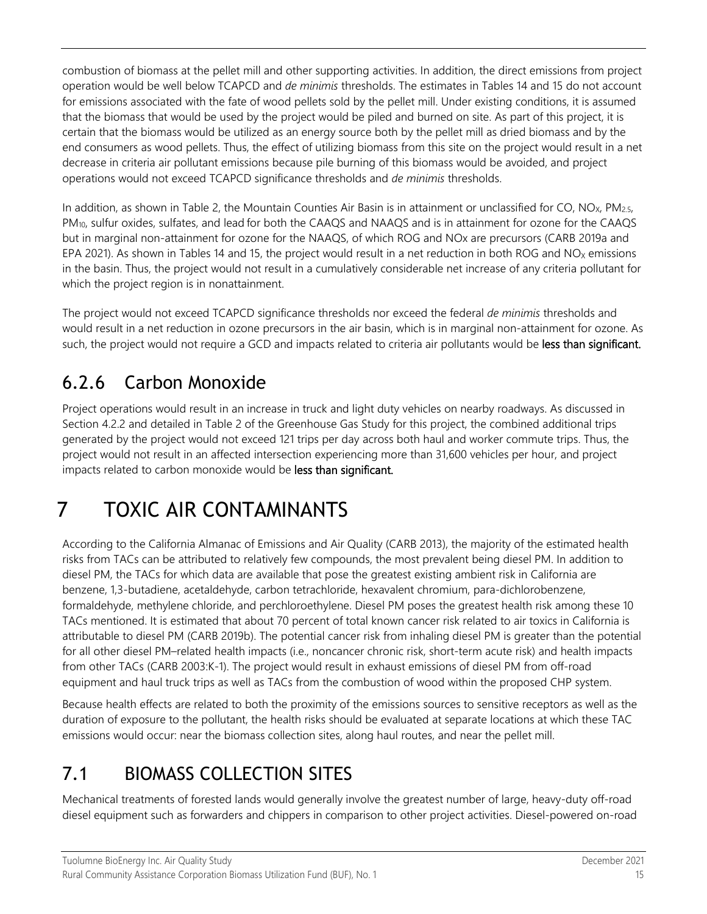combustion of biomass at the pellet mill and other supporting activities. In addition, the direct emissions from project operation would be well below TCAPCD and *de minimis* thresholds. The estimates in Tables 14 and 15 do not account for emissions associated with the fate of wood pellets sold by the pellet mill. Under existing conditions, it is assumed that the biomass that would be used by the project would be piled and burned on site. As part of this project, it is certain that the biomass would be utilized as an energy source both by the pellet mill as dried biomass and by the end consumers as wood pellets. Thus, the effect of utilizing biomass from this site on the project would result in a net decrease in criteria air pollutant emissions because pile burning of this biomass would be avoided, and project operations would not exceed TCAPCD significance thresholds and *de minimis* thresholds.

In addition, as shown in Table 2, the Mountain Counties Air Basin is in attainment or unclassified for CO, $NO_X$, $PM_{2.5}$, $PM_{10}$, sulfur oxides, sulfates, and lead for both the CAAQS and NAAQS and is in attainment for ozone for the CAAQS but in marginal non-attainment for ozone for the NAAQS, of which ROG and NOx are precursors (CARB 2019a and EPA 2021). As shown in Tables 14 and 15, the project would result in a net reduction in both ROG and $NO_X$ emissions in the basin. Thus, the project would not result in a cumulatively considerable net increase of any criteria pollutant for which the project region is in nonattainment.

The project would not exceed TCAPCD significance thresholds nor exceed the federal *de minimis* thresholds and would result in a net reduction in ozone precursors in the air basin, which is in marginal non-attainment for ozone. As such, the project would not require a GCD and impacts related to criteria air pollutants would be **less than significant.**

## 6.2.6 Carbon Monoxide

Project operations would result in an increase in truck and light duty vehicles on nearby roadways. As discussed in Section 4.2.2 and detailed in Table 2 of the Greenhouse Gas Study for this project, the combined additional trips generated by the project would not exceed 121 trips per day across both haul and worker commute trips. Thus, the project would not result in an affected intersection experiencing more than 31,600 vehicles per hour, and project impacts related to carbon monoxide would be **less than significant.**

# 7 TOXIC AIR CONTAMINANTS

According to the California Almanac of Emissions and Air Quality (CARB 2013), the majority of the estimated health risks from TACs can be attributed to relatively few compounds, the most prevalent being diesel PM. In addition to diesel PM, the TACs for which data are available that pose the greatest existing ambient risk in California are benzene, 1,3-butadiene, acetaldehyde, carbon tetrachloride, hexavalent chromium, para-dichlorobenzene, formaldehyde, methylene chloride, and perchloroethylene. Diesel PM poses the greatest health risk among these 10 TACs mentioned. It is estimated that about 70 percent of total known cancer risk related to air toxics in California is attributable to diesel PM (CARB 2019b). The potential cancer risk from inhaling diesel PM is greater than the potential for all other diesel PM–related health impacts (i.e., noncancer chronic risk, short-term acute risk) and health impacts from other TACs (CARB 2003:K-1). The project would result in exhaust emissions of diesel PM from off-road equipment and haul truck trips as well as TACs from the combustion of wood within the proposed CHP system.

Because health effects are related to both the proximity of the emissions sources to sensitive receptors as well as the duration of exposure to the pollutant, the health risks should be evaluated at separate locations at which these TAC emissions would occur: near the biomass collection sites, along haul routes, and near the pellet mill.

## 7.1 BIOMASS COLLECTION SITES

Mechanical treatments of forested lands would generally involve the greatest number of large, heavy-duty off-road diesel equipment such as forwarders and chippers in comparison to other project activities. Diesel-powered on-road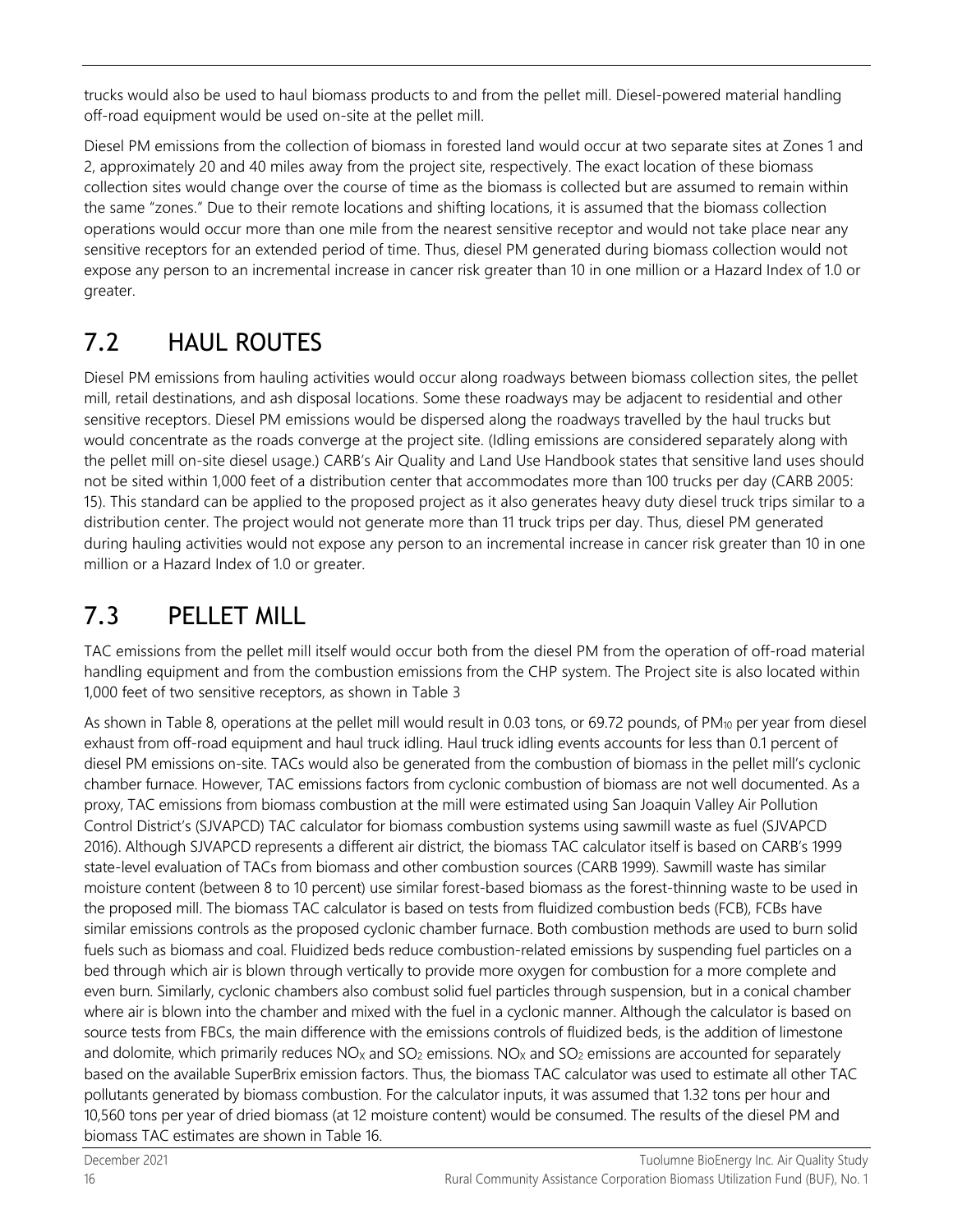trucks would also be used to haul biomass products to and from the pellet mill. Diesel-powered material handling off-road equipment would be used on-site at the pellet mill.

Diesel PM emissions from the collection of biomass in forested land would occur at two separate sites at Zones 1 and 2, approximately 20 and 40 miles away from the project site, respectively. The exact location of these biomass collection sites would change over the course of time as the biomass is collected but are assumed to remain within the same "zones." Due to their remote locations and shifting locations, it is assumed that the biomass collection operations would occur more than one mile from the nearest sensitive receptor and would not take place near any sensitive receptors for an extended period of time. Thus, diesel PM generated during biomass collection would not expose any person to an incremental increase in cancer risk greater than 10 in one million or a Hazard Index of 1.0 or greater.

## 7.2 HAUL ROUTES

Diesel PM emissions from hauling activities would occur along roadways between biomass collection sites, the pellet mill, retail destinations, and ash disposal locations. Some these roadways may be adjacent to residential and other sensitive receptors. Diesel PM emissions would be dispersed along the roadways travelled by the haul trucks but would concentrate as the roads converge at the project site. (Idling emissions are considered separately along with the pellet mill on-site diesel usage.) CARB's Air Quality and Land Use Handbook states that sensitive land uses should not be sited within 1,000 feet of a distribution center that accommodates more than 100 trucks per day (CARB 2005: 15). This standard can be applied to the proposed project as it also generates heavy duty diesel truck trips similar to a distribution center. The project would not generate more than 11 truck trips per day. Thus, diesel PM generated during hauling activities would not expose any person to an incremental increase in cancer risk greater than 10 in one million or a Hazard Index of 1.0 or greater.

## 7.3 PELLET MILL

TAC emissions from the pellet mill itself would occur both from the diesel PM from the operation of off-road material handling equipment and from the combustion emissions from the CHP system. The Project site is also located within 1,000 feet of two sensitive receptors, as shown in Table 3

As shown in Table 8, operations at the pellet mill would result in 0.03 tons, or 69.72 pounds, of $PM_{10}$ per year from diesel exhaust from off-road equipment and haul truck idling. Haul truck idling events accounts for less than 0.1 percent of diesel PM emissions on-site. TACs would also be generated from the combustion of biomass in the pellet mill's cyclonic chamber furnace. However, TAC emissions factors from cyclonic combustion of biomass are not well documented. As a proxy, TAC emissions from biomass combustion at the mill were estimated using San Joaquin Valley Air Pollution Control District's (SJVAPCD) TAC calculator for biomass combustion systems using sawmill waste as fuel (SJVAPCD 2016). Although SJVAPCD represents a different air district, the biomass TAC calculator itself is based on CARB's 1999 state-level evaluation of TACs from biomass and other combustion sources (CARB 1999). Sawmill waste has similar moisture content (between 8 to 10 percent) use similar forest-based biomass as the forest-thinning waste to be used in the proposed mill. The biomass TAC calculator is based on tests from fluidized combustion beds (FCB), FCBs have similar emissions controls as the proposed cyclonic chamber furnace. Both combustion methods are used to burn solid fuels such as biomass and coal. Fluidized beds reduce combustion-related emissions by suspending fuel particles on a bed through which air is blown through vertically to provide more oxygen for combustion for a more complete and even burn. Similarly, cyclonic chambers also combust solid fuel particles through suspension, but in a conical chamber where air is blown into the chamber and mixed with the fuel in a cyclonic manner. Although the calculator is based on source tests from FBCs, the main difference with the emissions controls of fluidized beds, is the addition of limestone and dolomite, which primarily reduces $NO_X$ and $SO_2$ emissions. $NO_X$ and $SO_2$ emissions are accounted for separately based on the available SuperBrix emission factors. Thus, the biomass TAC calculator was used to estimate all other TAC pollutants generated by biomass combustion. For the calculator inputs, it was assumed that 1.32 tons per hour and 10,560 tons per year of dried biomass (at 12 moisture content) would be consumed. The results of the diesel PM and biomass TAC estimates are shown in Table 16.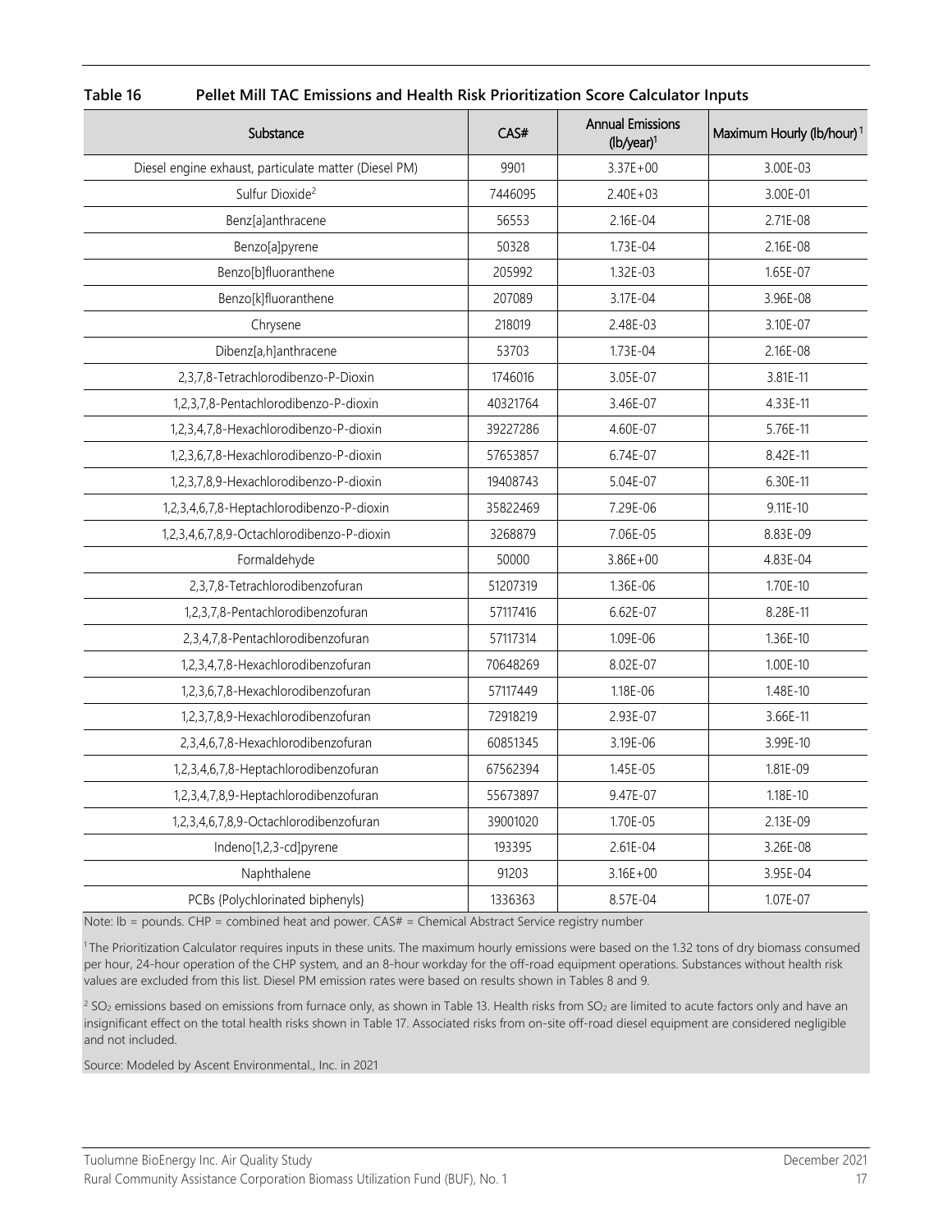**Table 16 Pellet Mill TAC Emissions and Health Risk Prioritization Score Calculator Inputs**

| Substance | CAS# | Annual Emissions (lb/year)[1] | Maximum Hourly (lb/hour)[1] |
|---|---|---|---|
| Diesel engine exhaust, particulate matter (Diesel PM) | 9901 | 3.37E+00 | 3.00E-03 |
| Sulfur Dioxide[2] | 7446095 | 2.40E+03 | 3.00E-01 |
| Benz[a]anthracene | 56553 | 2.16E-04 | 2.71E-08 |
| Benzo[a]pyrene | 50328 | 1.73E-04 | 2.16E-08 |
| Benzo[b]fluoranthene | 205992 | 1.32E-03 | 1.65E-07 |
| Benzo[k]fluoranthene | 207089 | 3.17E-04 | 3.96E-08 |
| Chrysene | 218019 | 2.48E-03 | 3.10E-07 |
| Dibenz[a,h]anthracene | 53703 | 1.73E-04 | 2.16E-08 |
| 2,3,7,8-Tetrachlorodibenzo-P-Dioxin | 1746016 | 3.05E-07 | 3.81E-11 |
| 1,2,3,7,8-Pentachlorodibenzo-P-dioxin | 40321764 | 3.46E-07 | 4.33E-11 |
| 1,2,3,4,7,8-Hexachlorodibenzo-P-dioxin | 39227286 | 4.60E-07 | 5.76E-11 |
| 1,2,3,6,7,8-Hexachlorodibenzo-P-dioxin | 57653857 | 6.74E-07 | 8.42E-11 |
| 1,2,3,7,8,9-Hexachlorodibenzo-P-dioxin | 19408743 | 5.04E-07 | 6.30E-11 |
| 1,2,3,4,6,7,8-Heptachlorodibenzo-P-dioxin | 35822469 | 7.29E-06 | 9.11E-10 |
| 1,2,3,4,6,7,8,9-Octachlorodibenzo-P-dioxin | 3268879 | 7.06E-05 | 8.83E-09 |
| Formaldehyde | 50000 | 3.86E+00 | 4.83E-04 |
| 2,3,7,8-Tetrachlorodibenzofuran | 51207319 | 1.36E-06 | 1.70E-10 |
| 1,2,3,7,8-Pentachlorodibenzofuran | 57117416 | 6.62E-07 | 8.28E-11 |
| 2,3,4,7,8-Pentachlorodibenzofuran | 57117314 | 1.09E-06 | 1.36E-10 |
| 1,2,3,4,7,8-Hexachlorodibenzofuran | 70648269 | 8.02E-07 | 1.00E-10 |
| 1,2,3,6,7,8-Hexachlorodibenzofuran | 57117449 | 1.18E-06 | 1.48E-10 |
| 1,2,3,7,8,9-Hexachlorodibenzofuran | 72918219 | 2.93E-07 | 3.66E-11 |
| 2,3,4,6,7,8-Hexachlorodibenzofuran | 60851345 | 3.19E-06 | 3.99E-10 |
| 1,2,3,4,6,7,8-Heptachlorodibenzofuran | 67562394 | 1.45E-05 | 1.81E-09 |
| 1,2,3,4,7,8,9-Heptachlorodibenzofuran | 55673897 | 9.47E-07 | 1.18E-10 |
| 1,2,3,4,6,7,8,9-Octachlorodibenzofuran | 39001020 | 1.70E-05 | 2.13E-09 |
| Indeno[1,2,3-cd]pyrene | 193395 | 2.61E-04 | 3.26E-08 |
| Naphthalene | 91203 | 3.16E+00 | 3.95E-04 |
| PCBs {Polychlorinated biphenyls} | 1336363 | 8.57E-04 | 1.07E-07 |

Note: lb = pounds. CHP = combined heat and power. CAS# = Chemical Abstract Service registry number

[1] The Prioritization Calculator requires inputs in these units. The maximum hourly emissions were based on the 1.32 tons of dry biomass consumed per hour, 24-hour operation of the CHP system, and an 8-hour workday for the off-road equipment operations. Substances without health risk values are excluded from this list. Diesel PM emission rates were based on results shown in Tables 8 and 9.

[2] $SO_2$ emissions based on emissions from furnace only, as shown in Table 13. Health risks from $SO_2$ are limited to acute factors only and have an insignificant effect on the total health risks shown in Table 17. Associated risks from on-site off-road diesel equipment are considered negligible and not included.

Source: Modeled by Ascent Environmental., Inc. in 2021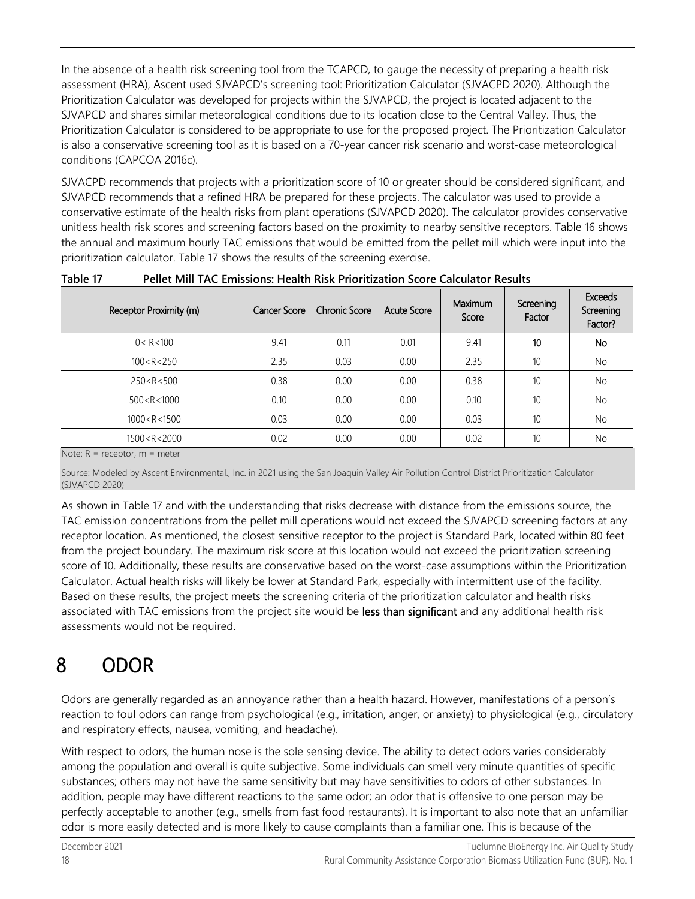In the absence of a health risk screening tool from the TCAPCD, to gauge the necessity of preparing a health risk assessment (HRA), Ascent used SJVAPCD's screening tool: Prioritization Calculator (SJVACPD 2020). Although the Prioritization Calculator was developed for projects within the SJVAPCD, the project is located adjacent to the SJVAPCD and shares similar meteorological conditions due to its location close to the Central Valley. Thus, the Prioritization Calculator is considered to be appropriate to use for the proposed project. The Prioritization Calculator is also a conservative screening tool as it is based on a 70-year cancer risk scenario and worst-case meteorological conditions (CAPCOA 2016c).

SJVACPD recommends that projects with a prioritization score of 10 or greater should be considered significant, and SJVAPCD recommends that a refined HRA be prepared for these projects. The calculator was used to provide a conservative estimate of the health risks from plant operations (SJVAPCD 2020). The calculator provides conservative unitless health risk scores and screening factors based on the proximity to nearby sensitive receptors. Table 16 shows the annual and maximum hourly TAC emissions that would be emitted from the pellet mill which were input into the prioritization calculator. Table 17 shows the results of the screening exercise.

**Table 17 Pellet Mill TAC Emissions: Health Risk Prioritization Score Calculator Results**

| Receptor Proximity (m) | Cancer Score | Chronic Score | Acute Score | Maximum Score | Screening Factor | Exceeds Screening Factor? |
|---|---|---|---|---|---|---|
| 0< R<100 | 9.41 | 0.11 | 0.01 | 9.41 | 10 | No |
| 100<R<250 | 2.35 | 0.03 | 0.00 | 2.35 | 10 | No |
| 250<R<500 | 0.38 | 0.00 | 0.00 | 0.38 | 10 | No |
| 500<R<1000 | 0.10 | 0.00 | 0.00 | 0.10 | 10 | No |
| 1000<R<1500 | 0.03 | 0.00 | 0.00 | 0.03 | 10 | No |
| 1500<R<2000 | 0.02 | 0.00 | 0.00 | 0.02 | 10 | No |

Note: R = receptor, m = meter

Source: Modeled by Ascent Environmental., Inc. in 2021 using the San Joaquin Valley Air Pollution Control District Prioritization Calculator (SJVAPCD 2020)

As shown in Table 17 and with the understanding that risks decrease with distance from the emissions source, the TAC emission concentrations from the pellet mill operations would not exceed the SJVAPCD screening factors at any receptor location. As mentioned, the closest sensitive receptor to the project is Standard Park, located within 80 feet from the project boundary. The maximum risk score at this location would not exceed the prioritization screening score of 10. Additionally, these results are conservative based on the worst-case assumptions within the Prioritization Calculator. Actual health risks will likely be lower at Standard Park, especially with intermittent use of the facility. Based on these results, the project meets the screening criteria of the prioritization calculator and health risks associated with TAC emissions from the project site would be **less than significant** and any additional health risk assessments would not be required.

# 8 ODOR

Odors are generally regarded as an annoyance rather than a health hazard. However, manifestations of a person's reaction to foul odors can range from psychological (e.g., irritation, anger, or anxiety) to physiological (e.g., circulatory and respiratory effects, nausea, vomiting, and headache).

With respect to odors, the human nose is the sole sensing device. The ability to detect odors varies considerably among the population and overall is quite subjective. Some individuals can smell very minute quantities of specific substances; others may not have the same sensitivity but may have sensitivities to odors of other substances. In addition, people may have different reactions to the same odor; an odor that is offensive to one person may be perfectly acceptable to another (e.g., smells from fast food restaurants). It is important to also note that an unfamiliar odor is more easily detected and is more likely to cause complaints than a familiar one. This is because of the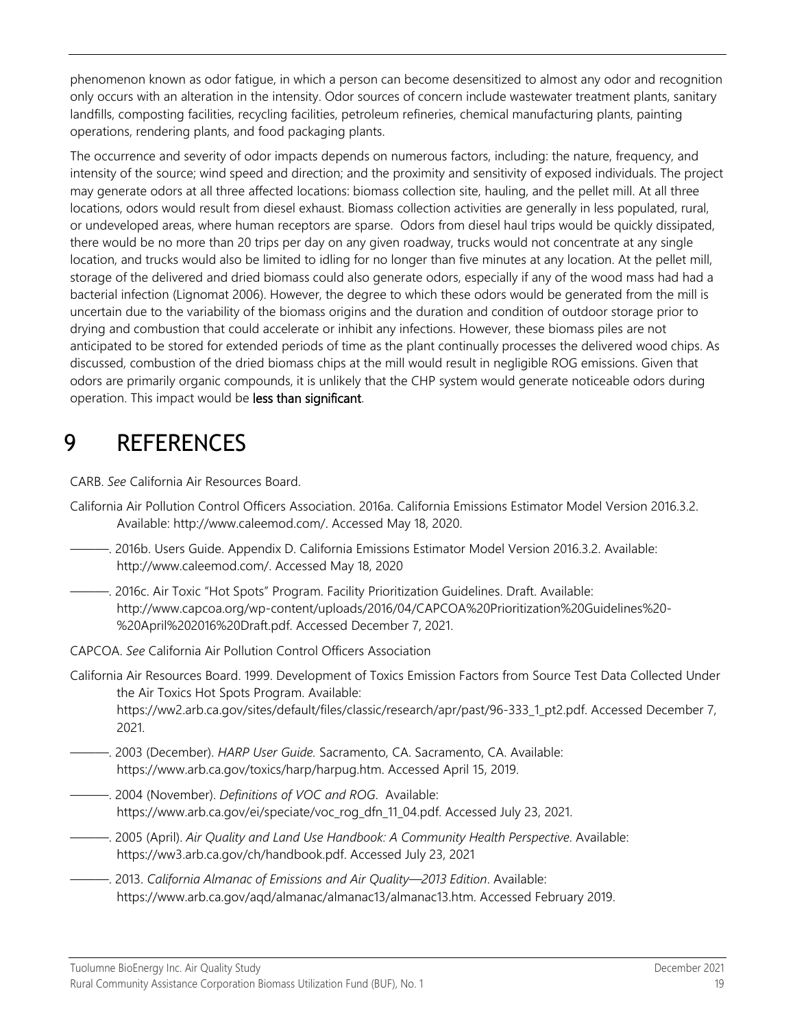phenomenon known as odor fatigue, in which a person can become desensitized to almost any odor and recognition only occurs with an alteration in the intensity. Odor sources of concern include wastewater treatment plants, sanitary landfills, composting facilities, recycling facilities, petroleum refineries, chemical manufacturing plants, painting operations, rendering plants, and food packaging plants.

The occurrence and severity of odor impacts depends on numerous factors, including: the nature, frequency, and intensity of the source; wind speed and direction; and the proximity and sensitivity of exposed individuals. The project may generate odors at all three affected locations: biomass collection site, hauling, and the pellet mill. At all three locations, odors would result from diesel exhaust. Biomass collection activities are generally in less populated, rural, or undeveloped areas, where human receptors are sparse. Odors from diesel haul trips would be quickly dissipated, there would be no more than 20 trips per day on any given roadway, trucks would not concentrate at any single location, and trucks would also be limited to idling for no longer than five minutes at any location. At the pellet mill, storage of the delivered and dried biomass could also generate odors, especially if any of the wood mass had had a bacterial infection (Lignomat 2006). However, the degree to which these odors would be generated from the mill is uncertain due to the variability of the biomass origins and the duration and condition of outdoor storage prior to drying and combustion that could accelerate or inhibit any infections. However, these biomass piles are not anticipated to be stored for extended periods of time as the plant continually processes the delivered wood chips. As discussed, combustion of the dried biomass chips at the mill would result in negligible ROG emissions. Given that odors are primarily organic compounds, it is unlikely that the CHP system would generate noticeable odors during operation. This impact would be **less than significant**.

# 9 REFERENCES

CARB. *See* California Air Resources Board.

California Air Pollution Control Officers Association. 2016a. California Emissions Estimator Model Version 2016.3.2. Available: http://www.caleemod.com/. Accessed May 18, 2020.

———. 2016b. Users Guide. Appendix D. California Emissions Estimator Model Version 2016.3.2. Available: http://www.caleemod.com/. Accessed May 18, 2020

———. 2016c. Air Toxic "Hot Spots" Program. Facility Prioritization Guidelines. Draft. Available: http://www.capcoa.org/wp-content/uploads/2016/04/CAPCOA%20Prioritization%20Guidelines%20-%20April%202016%20Draft.pdf. Accessed December 7, 2021.

CAPCOA. *See* California Air Pollution Control Officers Association

California Air Resources Board. 1999. Development of Toxics Emission Factors from Source Test Data Collected Under the Air Toxics Hot Spots Program. Available: https://ww2.arb.ca.gov/sites/default/files/classic/research/apr/past/96-333_1_pt2.pdf. Accessed December 7, 2021.

———. 2003 (December). *HARP User Guide.* Sacramento, CA. Sacramento, CA. Available: https://www.arb.ca.gov/toxics/harp/harpug.htm. Accessed April 15, 2019.

———. 2004 (November). *Definitions of VOC and ROG*. Available: https://www.arb.ca.gov/ei/speciate/voc_rog_dfn_11_04.pdf. Accessed July 23, 2021.

———. 2005 (April). *Air Quality and Land Use Handbook: A Community Health Perspective*. Available: https://ww3.arb.ca.gov/ch/handbook.pdf. Accessed July 23, 2021

———. 2013. *California Almanac of Emissions and Air Quality—2013 Edition*. Available: https://www.arb.ca.gov/aqd/almanac/almanac13/almanac13.htm. Accessed February 2019.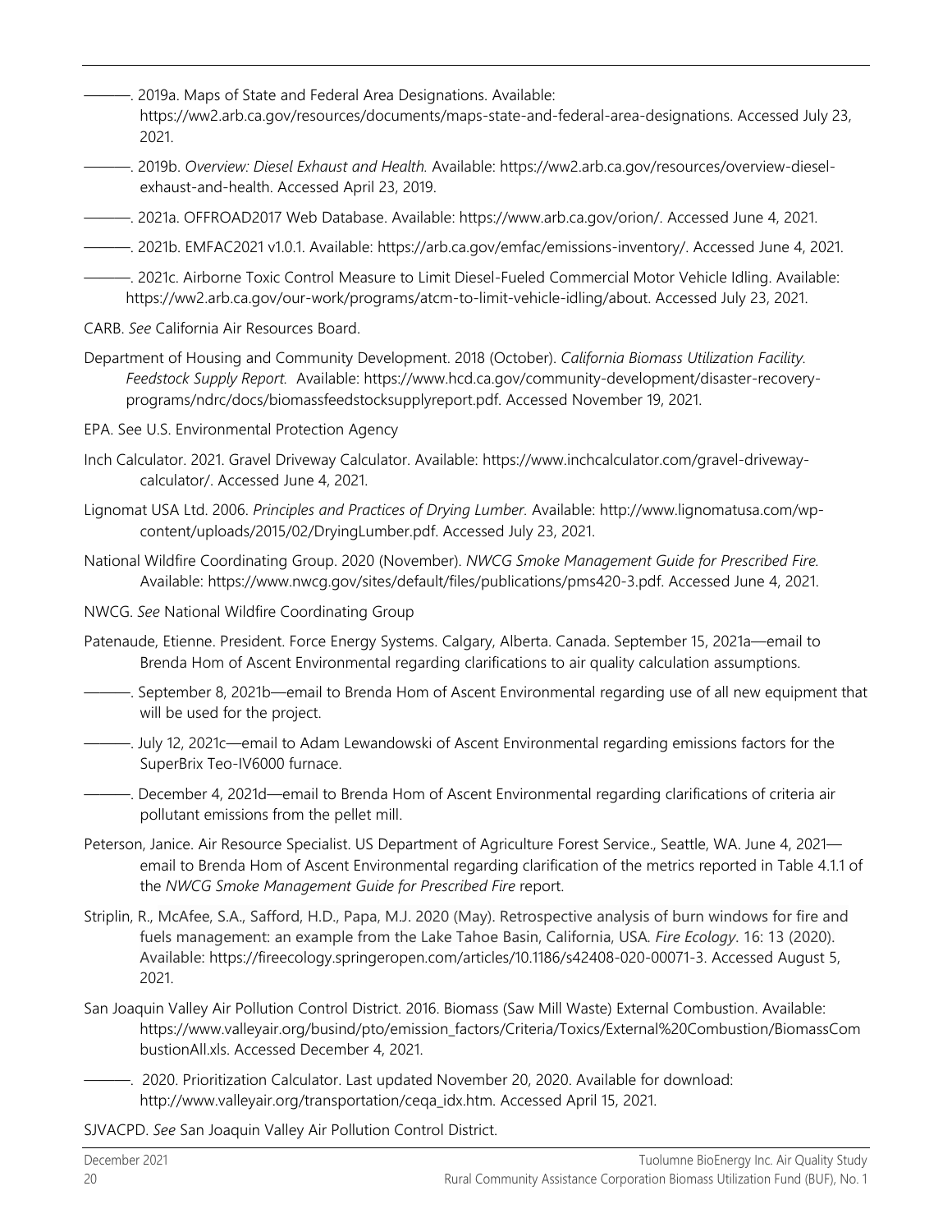———. 2019a. Maps of State and Federal Area Designations. Available: https://ww2.arb.ca.gov/resources/documents/maps-state-and-federal-area-designations. Accessed July 23, 2021.

———. 2019b. *Overview: Diesel Exhaust and Health.* Available: https://ww2.arb.ca.gov/resources/overview-diesel-exhaust-and-health. Accessed April 23, 2019.

———. 2021a. OFFROAD2017 Web Database. Available: https://www.arb.ca.gov/orion/. Accessed June 4, 2021.

———. 2021b. EMFAC2021 v1.0.1. Available: https://arb.ca.gov/emfac/emissions-inventory/. Accessed June 4, 2021.

———. 2021c. Airborne Toxic Control Measure to Limit Diesel-Fueled Commercial Motor Vehicle Idling. Available: https://ww2.arb.ca.gov/our-work/programs/atcm-to-limit-vehicle-idling/about. Accessed July 23, 2021.

CARB. *See* California Air Resources Board.

Department of Housing and Community Development. 2018 (October). *California Biomass Utilization Facility. Feedstock Supply Report.* Available: https://www.hcd.ca.gov/community-development/disaster-recovery-programs/ndrc/docs/biomassfeedstocksupplyreport.pdf. Accessed November 19, 2021.

EPA. See U.S. Environmental Protection Agency

Inch Calculator. 2021. Gravel Driveway Calculator. Available: https://www.inchcalculator.com/gravel-driveway-calculator/. Accessed June 4, 2021.

Lignomat USA Ltd. 2006. *Principles and Practices of Drying Lumber*. Available: http://www.lignomatusa.com/wp-content/uploads/2015/02/DryingLumber.pdf. Accessed July 23, 2021.

National Wildfire Coordinating Group. 2020 (November). *NWCG Smoke Management Guide for Prescribed Fire.* Available: https://www.nwcg.gov/sites/default/files/publications/pms420-3.pdf. Accessed June 4, 2021.

NWCG. *See* National Wildfire Coordinating Group

Patenaude, Etienne. President. Force Energy Systems. Calgary, Alberta. Canada. September 15, 2021a—email to Brenda Hom of Ascent Environmental regarding clarifications to air quality calculation assumptions.

———. September 8, 2021b—email to Brenda Hom of Ascent Environmental regarding use of all new equipment that will be used for the project.

———. July 12, 2021c—email to Adam Lewandowski of Ascent Environmental regarding emissions factors for the SuperBrix Teo-IV6000 furnace.

———. December 4, 2021d—email to Brenda Hom of Ascent Environmental regarding clarifications of criteria air pollutant emissions from the pellet mill.

Peterson, Janice. Air Resource Specialist. US Department of Agriculture Forest Service., Seattle, WA. June 4, 2021—email to Brenda Hom of Ascent Environmental regarding clarification of the metrics reported in Table 4.1.1 of the *NWCG Smoke Management Guide for Prescribed Fire* report.

Striplin, R., McAfee, S.A., Safford, H.D., Papa, M.J. 2020 (May). Retrospective analysis of burn windows for fire and fuels management: an example from the Lake Tahoe Basin, California, USA. *Fire Ecology*. 16: 13 (2020). Available: https://fireecology.springeropen.com/articles/10.1186/s42408-020-00071-3. Accessed August 5, 2021.

San Joaquin Valley Air Pollution Control District. 2016. Biomass (Saw Mill Waste) External Combustion. Available: https://www.valleyair.org/busind/pto/emission_factors/Criteria/Toxics/External%20Combustion/BiomassCombustionAll.xls. Accessed December 4, 2021.

———. 2020. Prioritization Calculator. Last updated November 20, 2020. Available for download: http://www.valleyair.org/transportation/ceqa_idx.htm. Accessed April 15, 2021.

SJVACPD. *See* San Joaquin Valley Air Pollution Control District.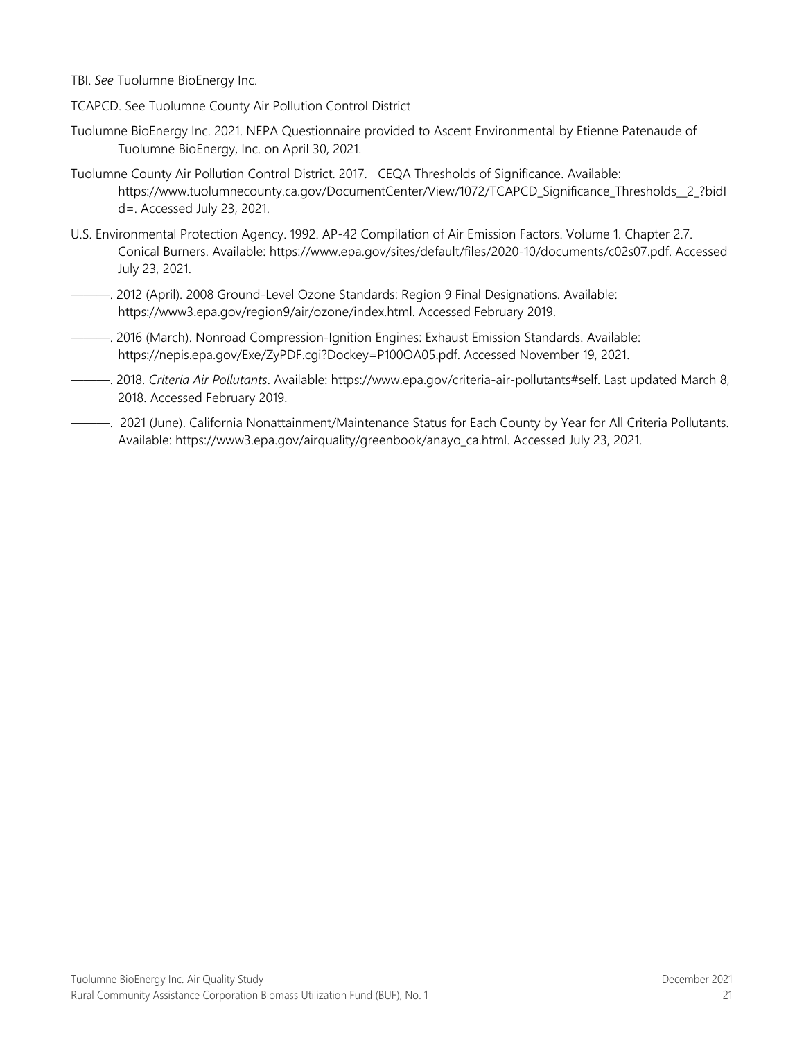TBI. *See* Tuolumne BioEnergy Inc.

TCAPCD. See Tuolumne County Air Pollution Control District

Tuolumne BioEnergy Inc. 2021. NEPA Questionnaire provided to Ascent Environmental by Etienne Patenaude of Tuolumne BioEnergy, Inc. on April 30, 2021.

Tuolumne County Air Pollution Control District. 2017. CEQA Thresholds of Significance. Available: https://www.tuolumnecounty.ca.gov/DocumentCenter/View/1072/TCAPCD_Significance_Thresholds__2_?bidId=. Accessed July 23, 2021.

U.S. Environmental Protection Agency. 1992. AP-42 Compilation of Air Emission Factors. Volume 1. Chapter 2.7. Conical Burners. Available: https://www.epa.gov/sites/default/files/2020-10/documents/c02s07.pdf. Accessed July 23, 2021.

———. 2012 (April). 2008 Ground-Level Ozone Standards: Region 9 Final Designations. Available: https://www3.epa.gov/region9/air/ozone/index.html. Accessed February 2019.

———. 2016 (March). Nonroad Compression-Ignition Engines: Exhaust Emission Standards. Available: https://nepis.epa.gov/Exe/ZyPDF.cgi?Dockey=P100OA05.pdf. Accessed November 19, 2021.

———. 2018. *Criteria Air Pollutants*. Available: https://www.epa.gov/criteria-air-pollutants#self. Last updated March 8, 2018. Accessed February 2019.

———. 2021 (June). California Nonattainment/Maintenance Status for Each County by Year for All Criteria Pollutants. Available: https://www3.epa.gov/airquality/greenbook/anayo_ca.html. Accessed July 23, 2021.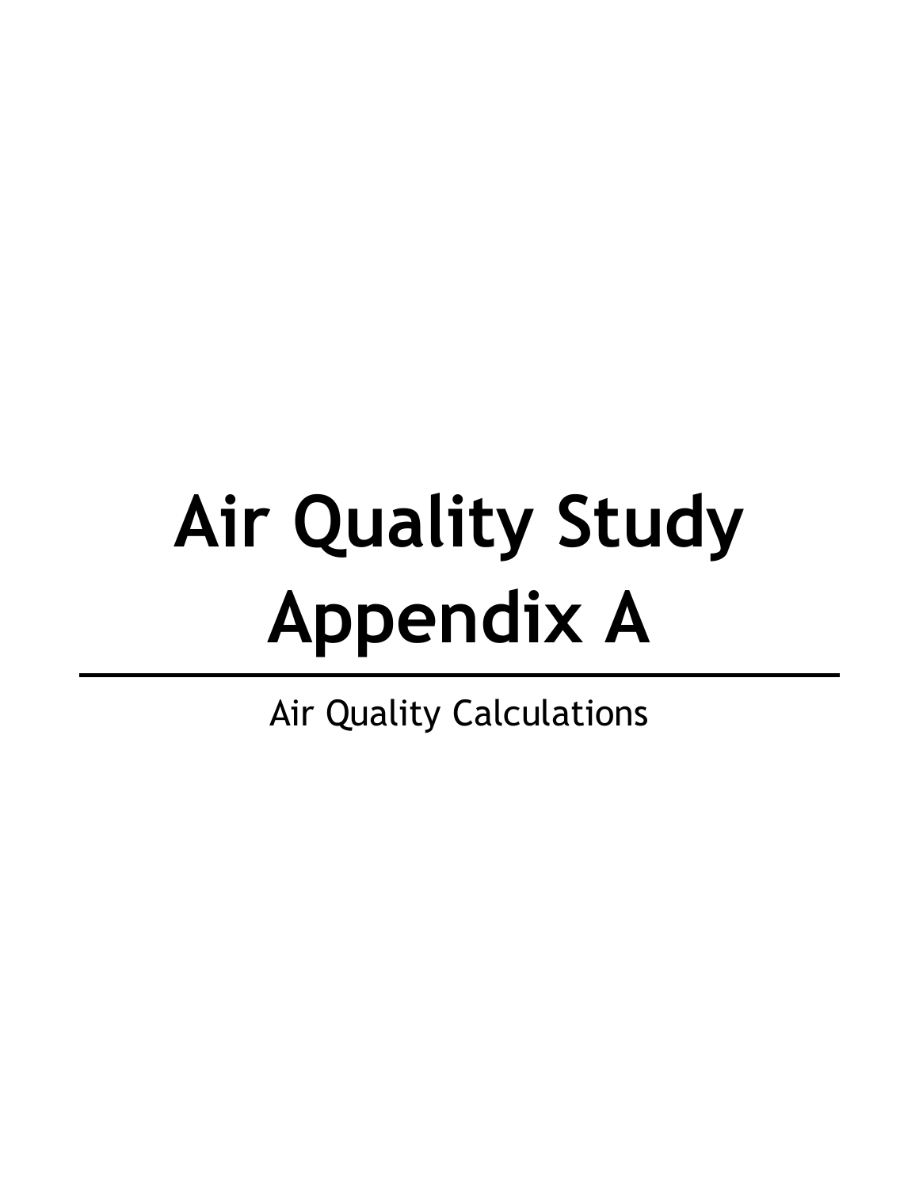# Air Quality Study Appendix A

---

Air Quality Calculations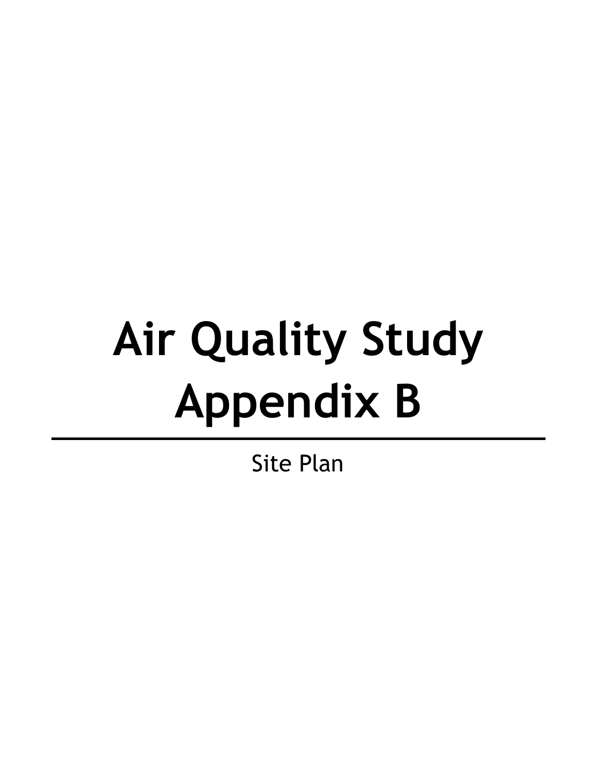# Air Quality Study Appendix B

---

Site Plan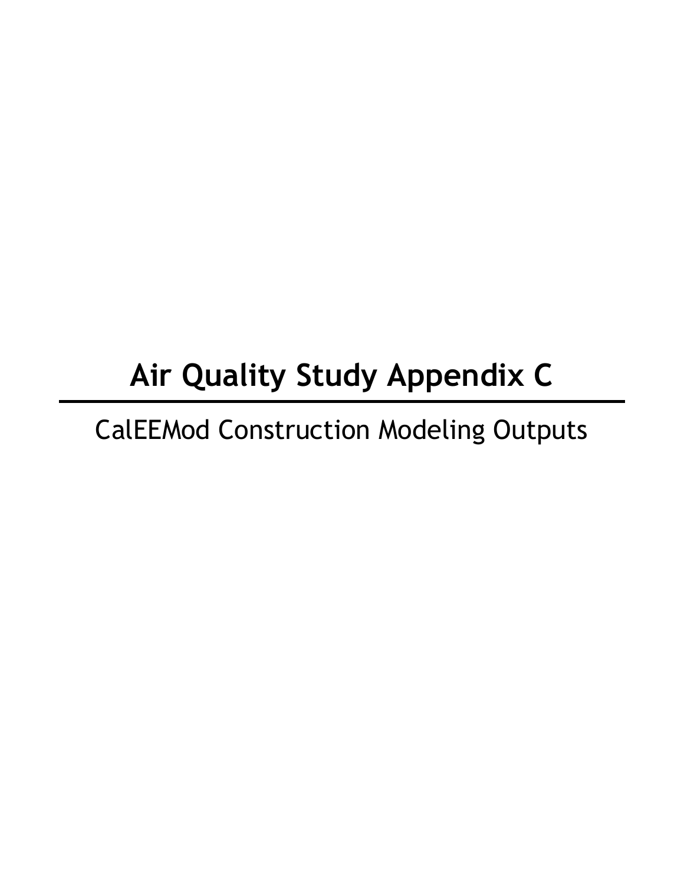# Air Quality Study Appendix C

---

CalEEMod Construction Modeling Outputs